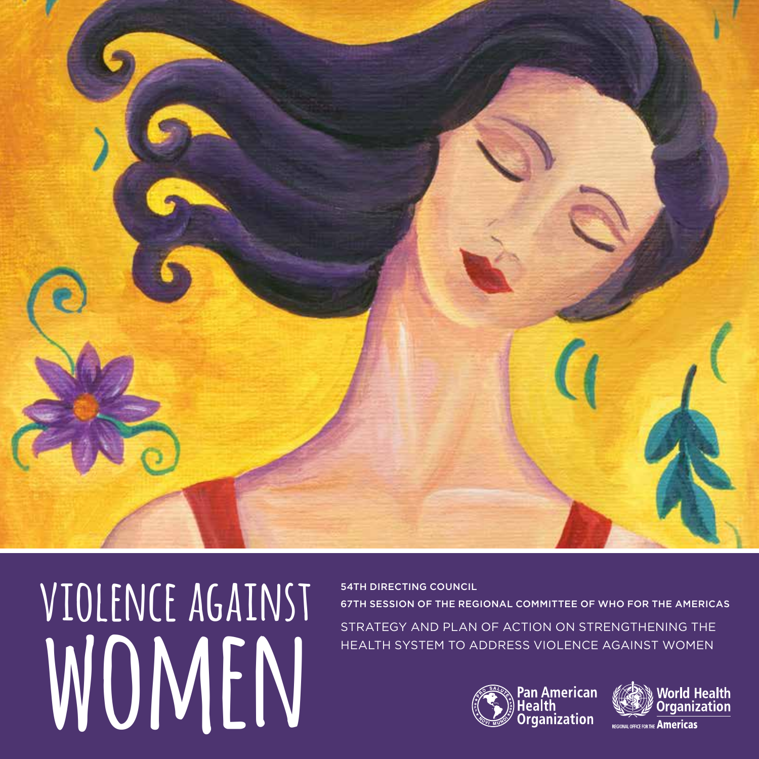# VIOLENCE AGAINST WOMEN

**54TH DIRECTING COUNCIL**

**67TH SESSION OF THE REGIONAL COMMITTEE OF WHO FOR THE AMERICAS**

STRATEGY AND PLAN OF ACTION ON STRENGTHENING THE HEALTH SYSTEM TO ADDRESS VIOLENCE AGAINST WOMEN

Pan American Health Organization

World Health Organization

REGIONAL OFFICE FOR THE Americas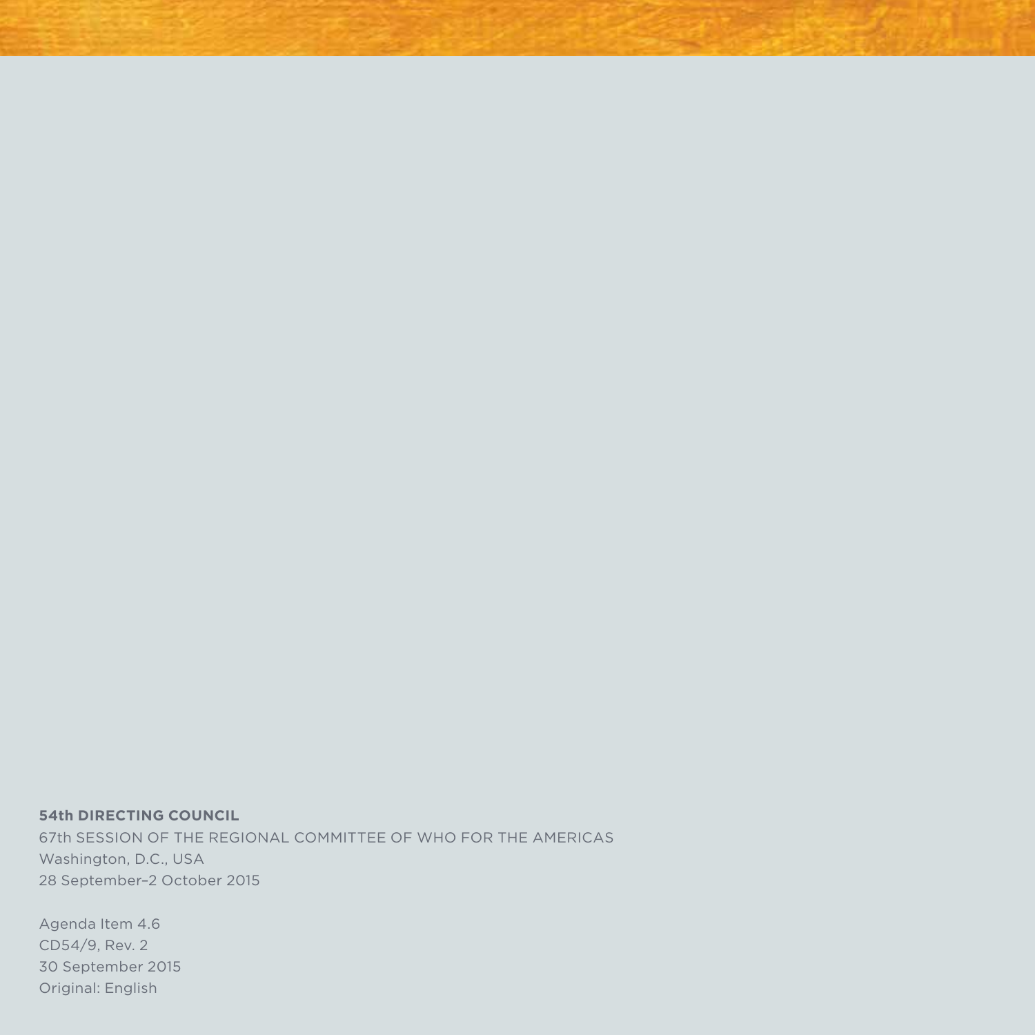**54th DIRECTING COUNCIL**

67th SESSION OF THE REGIONAL COMMITTEE OF WHO FOR THE AMERICAS

Washington, D.C., USA

28 September–2 October 2015

Agenda Item 4.6

CD54/9, Rev. 2

30 September 2015

Original: English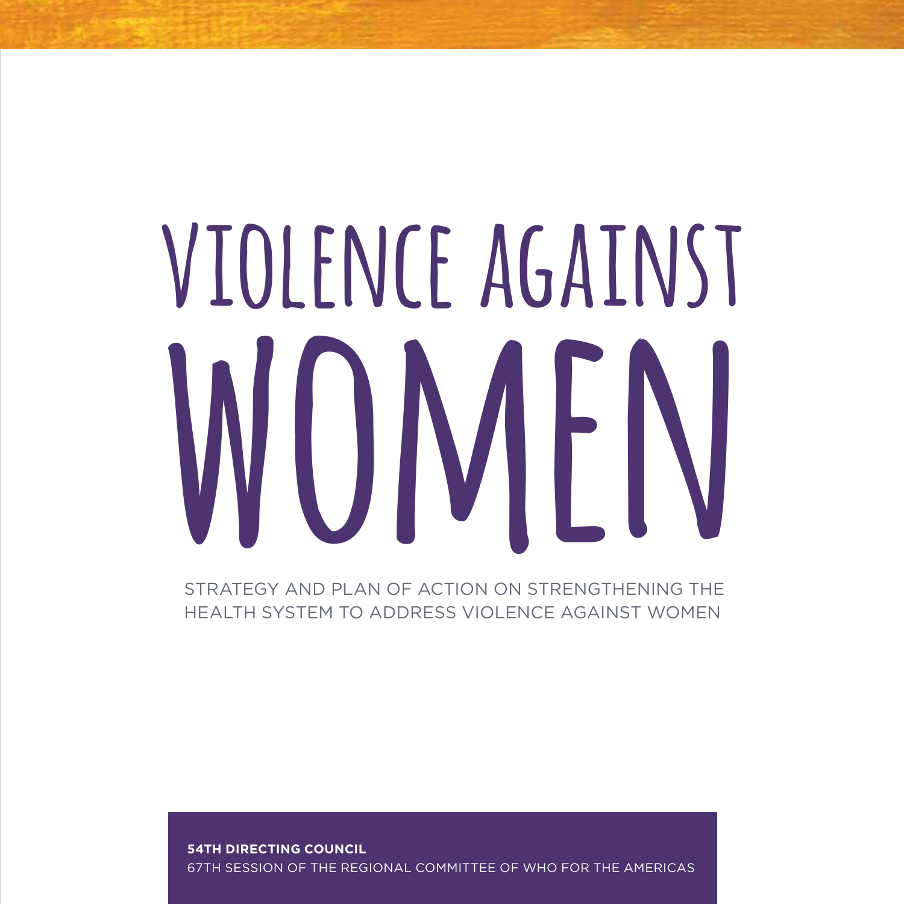# VIOLENCE AGAINST WOMEN

STRATEGY AND PLAN OF ACTION ON STRENGTHENING THE HEALTH SYSTEM TO ADDRESS VIOLENCE AGAINST WOMEN

**54TH DIRECTING COUNCIL**
67TH SESSION OF THE REGIONAL COMMITTEE OF WHO FOR THE AMERICAS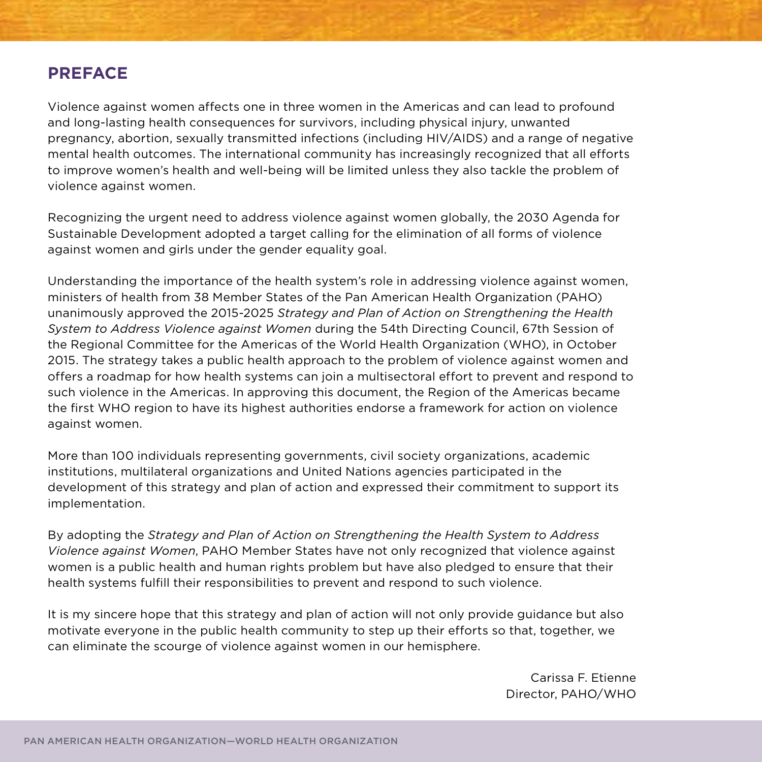## PREFACE

Violence against women affects one in three women in the Americas and can lead to profound and long-lasting health consequences for survivors, including physical injury, unwanted pregnancy, abortion, sexually transmitted infections (including HIV/AIDS) and a range of negative mental health outcomes. The international community has increasingly recognized that all efforts to improve women's health and well-being will be limited unless they also tackle the problem of violence against women.

Recognizing the urgent need to address violence against women globally, the 2030 Agenda for Sustainable Development adopted a target calling for the elimination of all forms of violence against women and girls under the gender equality goal.

Understanding the importance of the health system's role in addressing violence against women, ministers of health from 38 Member States of the Pan American Health Organization (PAHO) unanimously approved the 2015-2025 *Strategy and Plan of Action on Strengthening the Health System to Address Violence against Women* during the 54th Directing Council, 67th Session of the Regional Committee for the Americas of the World Health Organization (WHO), in October 2015. The strategy takes a public health approach to the problem of violence against women and offers a roadmap for how health systems can join a multisectoral effort to prevent and respond to such violence in the Americas. In approving this document, the Region of the Americas became the first WHO region to have its highest authorities endorse a framework for action on violence against women.

More than 100 individuals representing governments, civil society organizations, academic institutions, multilateral organizations and United Nations agencies participated in the development of this strategy and plan of action and expressed their commitment to support its implementation.

By adopting the *Strategy and Plan of Action on Strengthening the Health System to Address Violence against Women*, PAHO Member States have not only recognized that violence against women is a public health and human rights problem but have also pledged to ensure that their health systems fulfill their responsibilities to prevent and respond to such violence.

It is my sincere hope that this strategy and plan of action will not only provide guidance but also motivate everyone in the public health community to step up their efforts so that, together, we can eliminate the scourge of violence against women in our hemisphere.

Carissa F. Etienne
Director, PAHO/WHO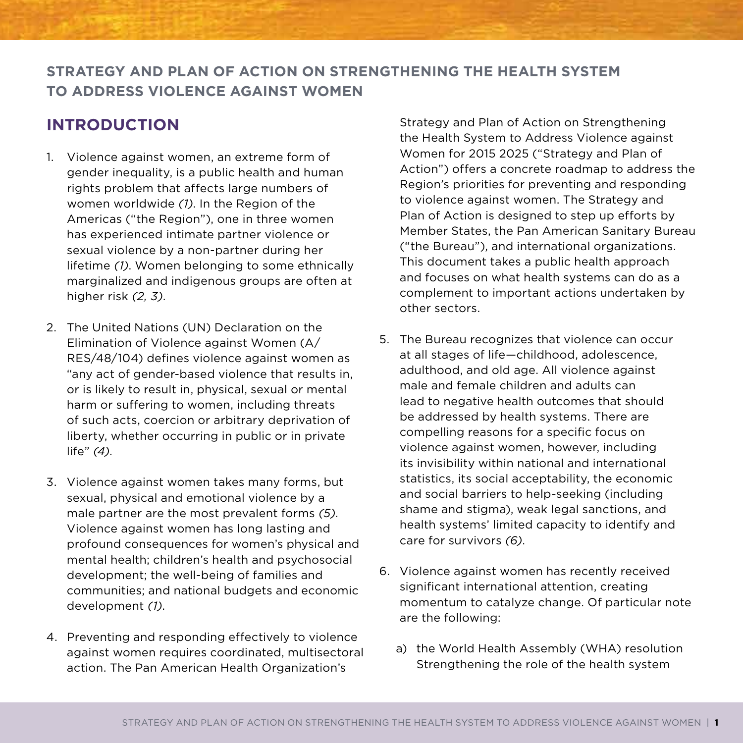**STRATEGY AND PLAN OF ACTION ON STRENGTHENING THE HEALTH SYSTEM TO ADDRESS VIOLENCE AGAINST WOMEN**

## INTRODUCTION

1. Violence against women, an extreme form of gender inequality, is a public health and human rights problem that affects large numbers of women worldwide *(1)*. In the Region of the Americas ("the Region"), one in three women has experienced intimate partner violence or sexual violence by a non-partner during her lifetime *(1)*. Women belonging to some ethnically marginalized and indigenous groups are often at higher risk *(2, 3)*.

2. The United Nations (UN) Declaration on the Elimination of Violence against Women (A/RES/48/104) defines violence against women as "any act of gender-based violence that results in, or is likely to result in, physical, sexual or mental harm or suffering to women, including threats of such acts, coercion or arbitrary deprivation of liberty, whether occurring in public or in private life" *(4)*.

3. Violence against women takes many forms, but sexual, physical and emotional violence by a male partner are the most prevalent forms *(5)*. Violence against women has long lasting and profound consequences for women's physical and mental health; children's health and psychosocial development; the well-being of families and communities; and national budgets and economic development *(1)*.

4. Preventing and responding effectively to violence against women requires coordinated, multisectoral action. The Pan American Health Organization's Strategy and Plan of Action on Strengthening the Health System to Address Violence against Women for 2015 2025 ("Strategy and Plan of Action") offers a concrete roadmap to address the Region's priorities for preventing and responding to violence against women. The Strategy and Plan of Action is designed to step up efforts by Member States, the Pan American Sanitary Bureau ("the Bureau"), and international organizations. This document takes a public health approach and focuses on what health systems can do as a complement to important actions undertaken by other sectors.

5. The Bureau recognizes that violence can occur at all stages of life—childhood, adolescence, adulthood, and old age. All violence against male and female children and adults can lead to negative health outcomes that should be addressed by health systems. There are compelling reasons for a specific focus on violence against women, however, including its invisibility within national and international statistics, its social acceptability, the economic and social barriers to help-seeking (including shame and stigma), weak legal sanctions, and health systems' limited capacity to identify and care for survivors *(6)*.

6. Violence against women has recently received significant international attention, creating momentum to catalyze change. Of particular note are the following:

   a) the World Health Assembly (WHA) resolution Strengthening the role of the health system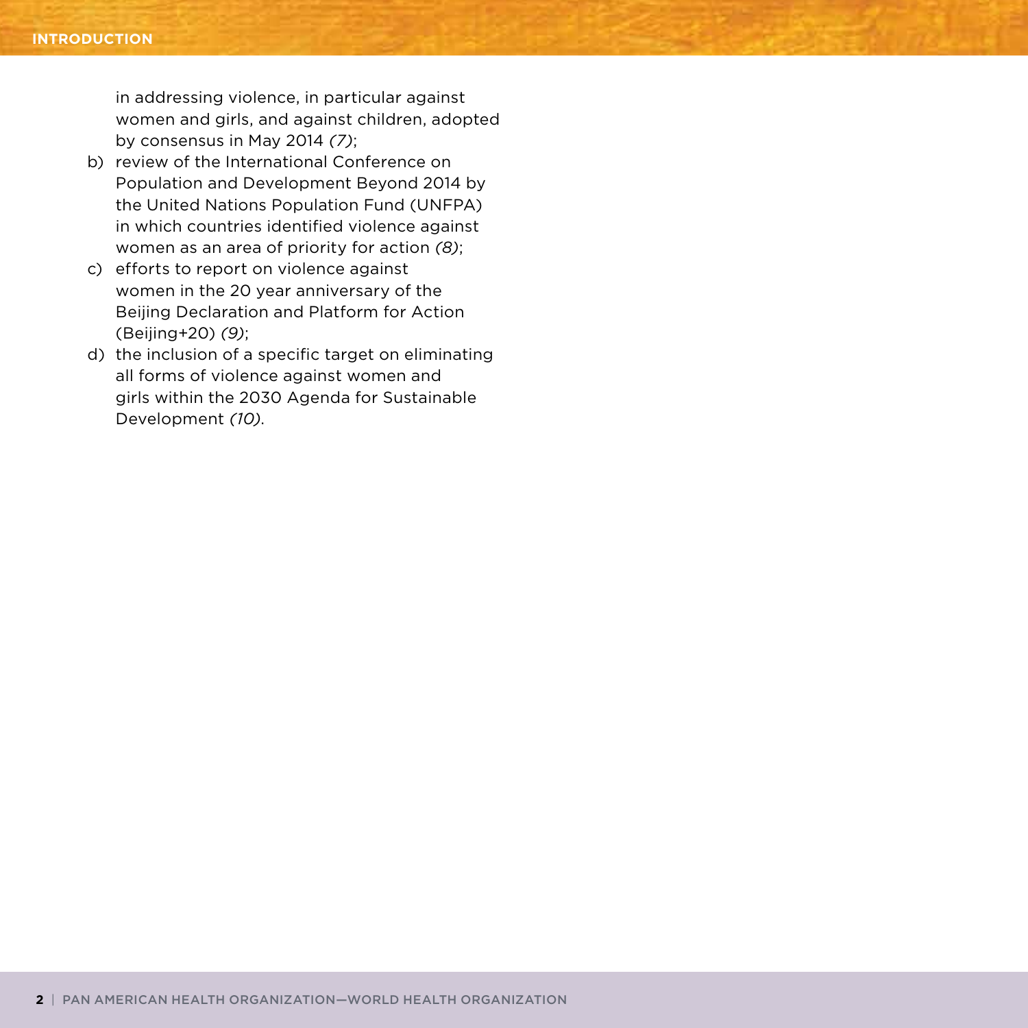in addressing violence, in particular against women and girls, and against children, adopted by consensus in May 2014 *(7)*;

b) review of the International Conference on Population and Development Beyond 2014 by the United Nations Population Fund (UNFPA) in which countries identified violence against women as an area of priority for action *(8)*;

c) efforts to report on violence against women in the 20 year anniversary of the Beijing Declaration and Platform for Action (Beijing+20) *(9)*;

d) the inclusion of a specific target on eliminating all forms of violence against women and girls within the 2030 Agenda for Sustainable Development *(10)*.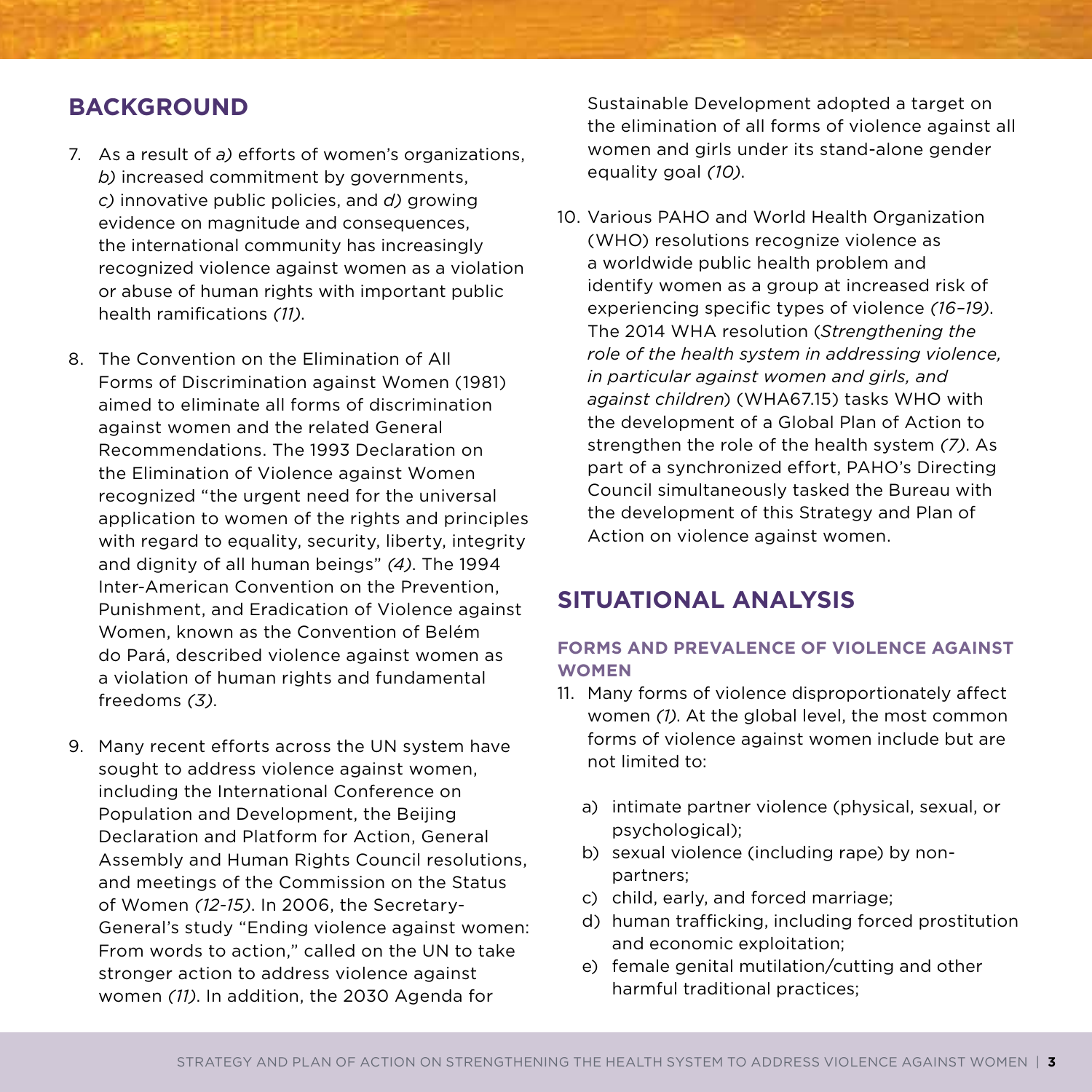## BACKGROUND

7. As a result of *a)* efforts of women's organizations, *b)* increased commitment by governments, *c)* innovative public policies, and *d)* growing evidence on magnitude and consequences, the international community has increasingly recognized violence against women as a violation or abuse of human rights with important public health ramifications *(11)*.

8. The Convention on the Elimination of All Forms of Discrimination against Women (1981) aimed to eliminate all forms of discrimination against women and the related General Recommendations. The 1993 Declaration on the Elimination of Violence against Women recognized "the urgent need for the universal application to women of the rights and principles with regard to equality, security, liberty, integrity and dignity of all human beings" *(4)*. The 1994 Inter-American Convention on the Prevention, Punishment, and Eradication of Violence against Women, known as the Convention of Belém do Pará, described violence against women as a violation of human rights and fundamental freedoms *(3)*.

9. Many recent efforts across the UN system have sought to address violence against women, including the International Conference on Population and Development, the Beijing Declaration and Platform for Action, General Assembly and Human Rights Council resolutions, and meetings of the Commission on the Status of Women *(12-15)*. In 2006, the Secretary-General's study "Ending violence against women: From words to action," called on the UN to take stronger action to address violence against women *(11)*. In addition, the 2030 Agenda for Sustainable Development adopted a target on the elimination of all forms of violence against all women and girls under its stand-alone gender equality goal *(10)*.

10. Various PAHO and World Health Organization (WHO) resolutions recognize violence as a worldwide public health problem and identify women as a group at increased risk of experiencing specific types of violence *(16–19)*. The 2014 WHA resolution (*Strengthening the role of the health system in addressing violence, in particular against women and girls, and against children*) (WHA67.15) tasks WHO with the development of a Global Plan of Action to strengthen the role of the health system *(7)*. As part of a synchronized effort, PAHO's Directing Council simultaneously tasked the Bureau with the development of this Strategy and Plan of Action on violence against women.

## SITUATIONAL ANALYSIS

### FORMS AND PREVALENCE OF VIOLENCE AGAINST WOMEN

11. Many forms of violence disproportionately affect women *(1)*. At the global level, the most common forms of violence against women include but are not limited to:

    a) intimate partner violence (physical, sexual, or psychological);
    b) sexual violence (including rape) by non-partners;
    c) child, early, and forced marriage;
    d) human trafficking, including forced prostitution and economic exploitation;
    e) female genital mutilation/cutting and other harmful traditional practices;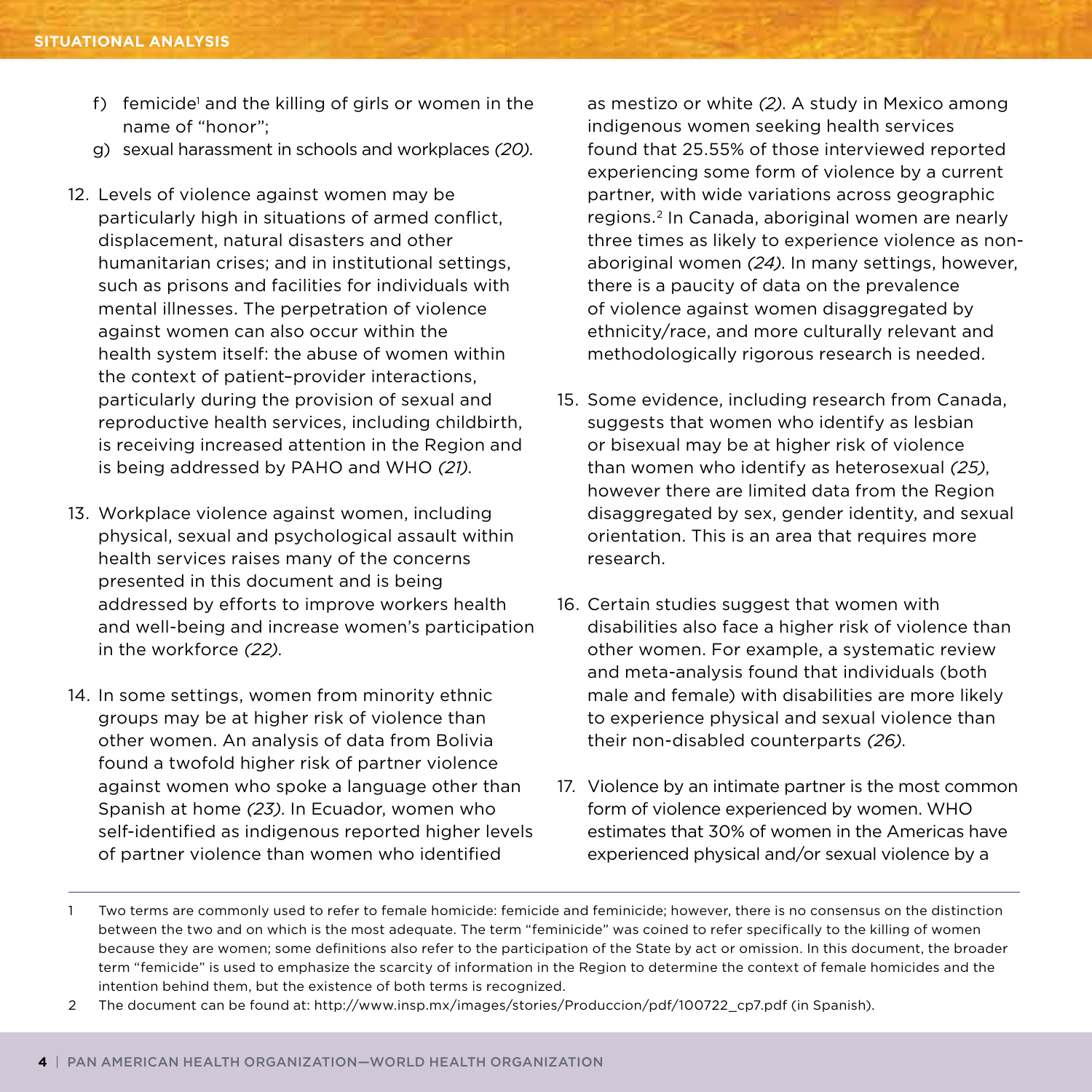f) femicide[1] and the killing of girls or women in the name of "honor";

g) sexual harassment in schools and workplaces *(20)*.

12. Levels of violence against women may be particularly high in situations of armed conflict, displacement, natural disasters and other humanitarian crises; and in institutional settings, such as prisons and facilities for individuals with mental illnesses. The perpetration of violence against women can also occur within the health system itself: the abuse of women within the context of patient–provider interactions, particularly during the provision of sexual and reproductive health services, including childbirth, is receiving increased attention in the Region and is being addressed by PAHO and WHO *(21)*.

13. Workplace violence against women, including physical, sexual and psychological assault within health services raises many of the concerns presented in this document and is being addressed by efforts to improve workers health and well-being and increase women's participation in the workforce *(22)*.

14. In some settings, women from minority ethnic groups may be at higher risk of violence than other women. An analysis of data from Bolivia found a twofold higher risk of partner violence against women who spoke a language other than Spanish at home *(23)*. In Ecuador, women who self-identified as indigenous reported higher levels of partner violence than women who identified as mestizo or white *(2)*. A study in Mexico among indigenous women seeking health services found that 25.55% of those interviewed reported experiencing some form of violence by a current partner, with wide variations across geographic regions.[2] In Canada, aboriginal women are nearly three times as likely to experience violence as non-aboriginal women *(24)*. In many settings, however, there is a paucity of data on the prevalence of violence against women disaggregated by ethnicity/race, and more culturally relevant and methodologically rigorous research is needed.

15. Some evidence, including research from Canada, suggests that women who identify as lesbian or bisexual may be at higher risk of violence than women who identify as heterosexual *(25)*, however there are limited data from the Region disaggregated by sex, gender identity, and sexual orientation. This is an area that requires more research.

16. Certain studies suggest that women with disabilities also face a higher risk of violence than other women. For example, a systematic review and meta-analysis found that individuals (both male and female) with disabilities are more likely to experience physical and sexual violence than their non-disabled counterparts *(26)*.

17. Violence by an intimate partner is the most common form of violence experienced by women. WHO estimates that 30% of women in the Americas have experienced physical and/or sexual violence by a

---

1 Two terms are commonly used to refer to female homicide: femicide and feminicide; however, there is no consensus on the distinction between the two and on which is the most adequate. The term "feminicide" was coined to refer specifically to the killing of women because they are women; some definitions also refer to the participation of the State by act or omission. In this document, the broader term "femicide" is used to emphasize the scarcity of information in the Region to determine the context of female homicides and the intention behind them, but the existence of both terms is recognized.

2 The document can be found at: http://www.insp.mx/images/stories/Produccion/pdf/100722_cp7.pdf (in Spanish).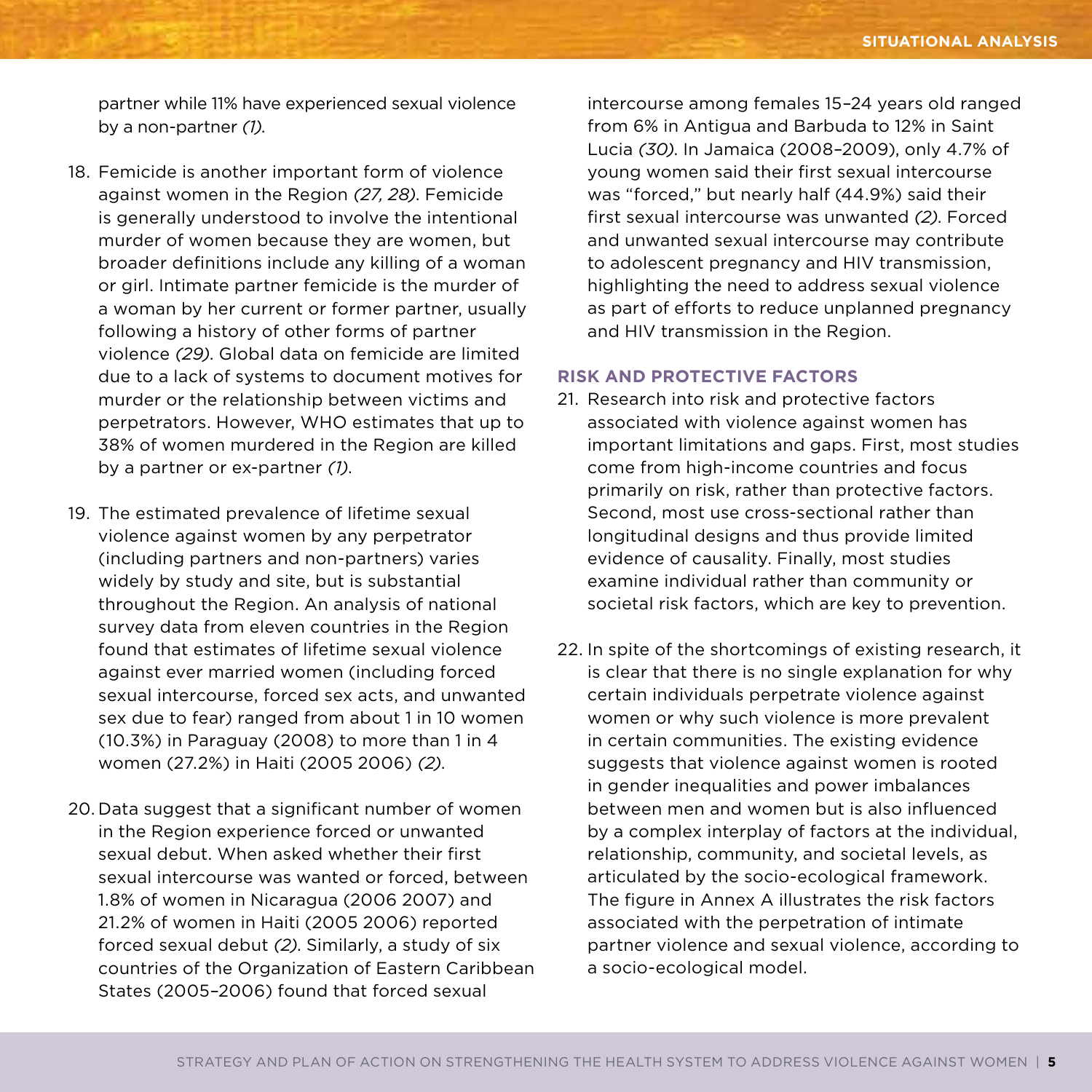partner while 11% have experienced sexual violence by a non-partner *(1)*.

18. Femicide is another important form of violence against women in the Region *(27, 28)*. Femicide is generally understood to involve the intentional murder of women because they are women, but broader definitions include any killing of a woman or girl. Intimate partner femicide is the murder of a woman by her current or former partner, usually following a history of other forms of partner violence *(29)*. Global data on femicide are limited due to a lack of systems to document motives for murder or the relationship between victims and perpetrators. However, WHO estimates that up to 38% of women murdered in the Region are killed by a partner or ex-partner *(1)*.

19. The estimated prevalence of lifetime sexual violence against women by any perpetrator (including partners and non-partners) varies widely by study and site, but is substantial throughout the Region. An analysis of national survey data from eleven countries in the Region found that estimates of lifetime sexual violence against ever married women (including forced sexual intercourse, forced sex acts, and unwanted sex due to fear) ranged from about 1 in 10 women (10.3%) in Paraguay (2008) to more than 1 in 4 women (27.2%) in Haiti (2005 2006) *(2)*.

20. Data suggest that a significant number of women in the Region experience forced or unwanted sexual debut. When asked whether their first sexual intercourse was wanted or forced, between 1.8% of women in Nicaragua (2006 2007) and 21.2% of women in Haiti (2005 2006) reported forced sexual debut *(2)*. Similarly, a study of six countries of the Organization of Eastern Caribbean States (2005–2006) found that forced sexual intercourse among females 15–24 years old ranged from 6% in Antigua and Barbuda to 12% in Saint Lucia *(30)*. In Jamaica (2008–2009), only 4.7% of young women said their first sexual intercourse was "forced," but nearly half (44.9%) said their first sexual intercourse was unwanted *(2)*. Forced and unwanted sexual intercourse may contribute to adolescent pregnancy and HIV transmission, highlighting the need to address sexual violence as part of efforts to reduce unplanned pregnancy and HIV transmission in the Region.

### RISK AND PROTECTIVE FACTORS

21. Research into risk and protective factors associated with violence against women has important limitations and gaps. First, most studies come from high-income countries and focus primarily on risk, rather than protective factors. Second, most use cross-sectional rather than longitudinal designs and thus provide limited evidence of causality. Finally, most studies examine individual rather than community or societal risk factors, which are key to prevention.

22. In spite of the shortcomings of existing research, it is clear that there is no single explanation for why certain individuals perpetrate violence against women or why such violence is more prevalent in certain communities. The existing evidence suggests that violence against women is rooted in gender inequalities and power imbalances between men and women but is also influenced by a complex interplay of factors at the individual, relationship, community, and societal levels, as articulated by the socio-ecological framework. The figure in Annex A illustrates the risk factors associated with the perpetration of intimate partner violence and sexual violence, according to a socio-ecological model.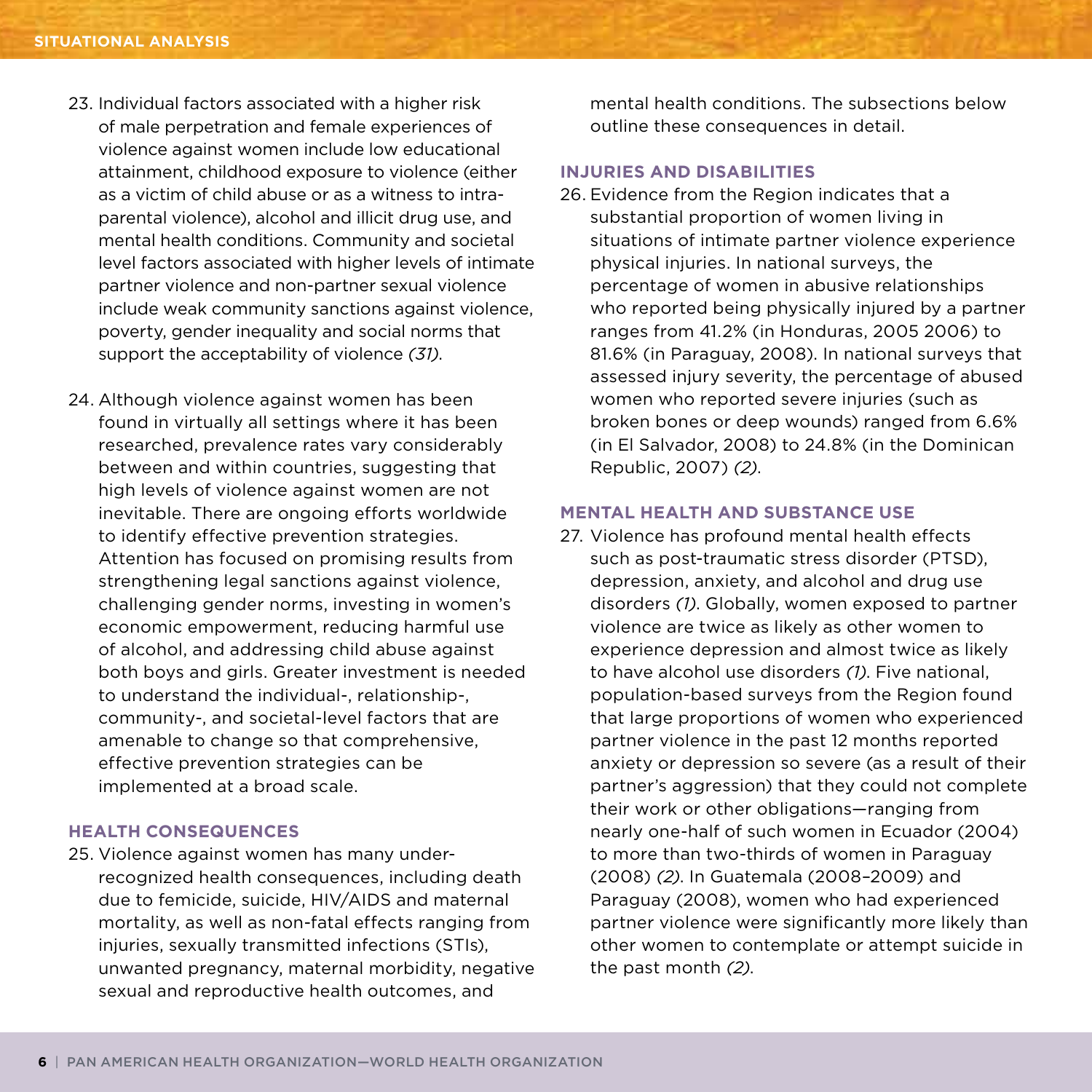23. Individual factors associated with a higher risk of male perpetration and female experiences of violence against women include low educational attainment, childhood exposure to violence (either as a victim of child abuse or as a witness to intra-parental violence), alcohol and illicit drug use, and mental health conditions. Community and societal level factors associated with higher levels of intimate partner violence and non-partner sexual violence include weak community sanctions against violence, poverty, gender inequality and social norms that support the acceptability of violence *(31)*.

24. Although violence against women has been found in virtually all settings where it has been researched, prevalence rates vary considerably between and within countries, suggesting that high levels of violence against women are not inevitable. There are ongoing efforts worldwide to identify effective prevention strategies. Attention has focused on promising results from strengthening legal sanctions against violence, challenging gender norms, investing in women's economic empowerment, reducing harmful use of alcohol, and addressing child abuse against both boys and girls. Greater investment is needed to understand the individual-, relationship-, community-, and societal-level factors that are amenable to change so that comprehensive, effective prevention strategies can be implemented at a broad scale.

### HEALTH CONSEQUENCES

25. Violence against women has many under-recognized health consequences, including death due to femicide, suicide, HIV/AIDS and maternal mortality, as well as non-fatal effects ranging from injuries, sexually transmitted infections (STIs), unwanted pregnancy, maternal morbidity, negative sexual and reproductive health outcomes, and mental health conditions. The subsections below outline these consequences in detail.

### INJURIES AND DISABILITIES

26. Evidence from the Region indicates that a substantial proportion of women living in situations of intimate partner violence experience physical injuries. In national surveys, the percentage of women in abusive relationships who reported being physically injured by a partner ranges from 41.2% (in Honduras, 2005 2006) to 81.6% (in Paraguay, 2008). In national surveys that assessed injury severity, the percentage of abused women who reported severe injuries (such as broken bones or deep wounds) ranged from 6.6% (in El Salvador, 2008) to 24.8% (in the Dominican Republic, 2007) *(2)*.

### MENTAL HEALTH AND SUBSTANCE USE

27. Violence has profound mental health effects such as post-traumatic stress disorder (PTSD), depression, anxiety, and alcohol and drug use disorders *(1)*. Globally, women exposed to partner violence are twice as likely as other women to experience depression and almost twice as likely to have alcohol use disorders *(1)*. Five national, population-based surveys from the Region found that large proportions of women who experienced partner violence in the past 12 months reported anxiety or depression so severe (as a result of their partner's aggression) that they could not complete their work or other obligations—ranging from nearly one-half of such women in Ecuador (2004) to more than two-thirds of women in Paraguay (2008) *(2)*. In Guatemala (2008–2009) and Paraguay (2008), women who had experienced partner violence were significantly more likely than other women to contemplate or attempt suicide in the past month *(2)*.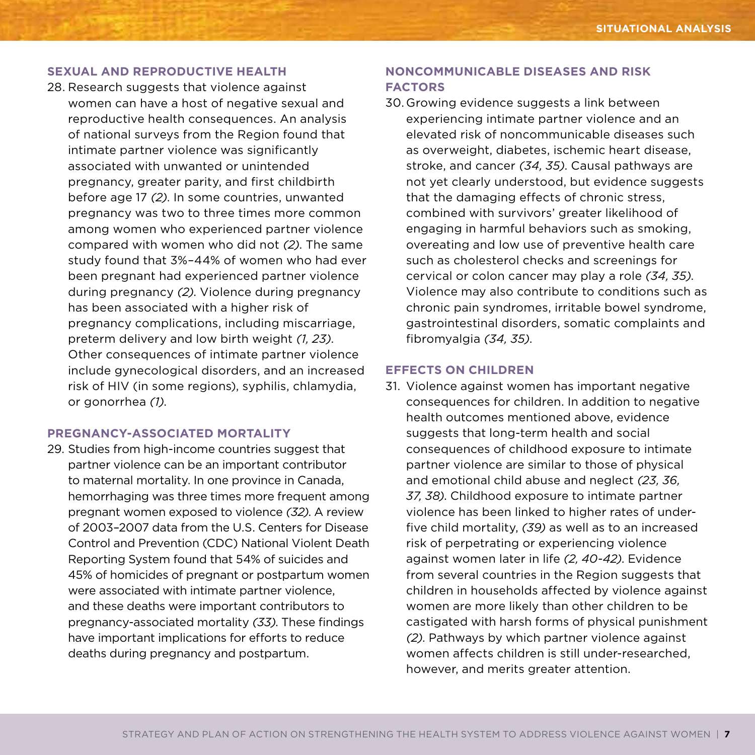### SEXUAL AND REPRODUCTIVE HEALTH

28. Research suggests that violence against women can have a host of negative sexual and reproductive health consequences. An analysis of national surveys from the Region found that intimate partner violence was significantly associated with unwanted or unintended pregnancy, greater parity, and first childbirth before age 17 *(2)*. In some countries, unwanted pregnancy was two to three times more common among women who experienced partner violence compared with women who did not *(2)*. The same study found that 3%–44% of women who had ever been pregnant had experienced partner violence during pregnancy *(2)*. Violence during pregnancy has been associated with a higher risk of pregnancy complications, including miscarriage, preterm delivery and low birth weight *(1, 23)*. Other consequences of intimate partner violence include gynecological disorders, and an increased risk of HIV (in some regions), syphilis, chlamydia, or gonorrhea *(1)*.

### PREGNANCY-ASSOCIATED MORTALITY

29. Studies from high-income countries suggest that partner violence can be an important contributor to maternal mortality. In one province in Canada, hemorrhaging was three times more frequent among pregnant women exposed to violence *(32)*. A review of 2003–2007 data from the U.S. Centers for Disease Control and Prevention (CDC) National Violent Death Reporting System found that 54% of suicides and 45% of homicides of pregnant or postpartum women were associated with intimate partner violence, and these deaths were important contributors to pregnancy-associated mortality *(33)*. These findings have important implications for efforts to reduce deaths during pregnancy and postpartum.

### NONCOMMUNICABLE DISEASES AND RISK FACTORS

30. Growing evidence suggests a link between experiencing intimate partner violence and an elevated risk of noncommunicable diseases such as overweight, diabetes, ischemic heart disease, stroke, and cancer *(34, 35)*. Causal pathways are not yet clearly understood, but evidence suggests that the damaging effects of chronic stress, combined with survivors' greater likelihood of engaging in harmful behaviors such as smoking, overeating and low use of preventive health care such as cholesterol checks and screenings for cervical or colon cancer may play a role *(34, 35)*. Violence may also contribute to conditions such as chronic pain syndromes, irritable bowel syndrome, gastrointestinal disorders, somatic complaints and fibromyalgia *(34, 35)*.

### EFFECTS ON CHILDREN

31. Violence against women has important negative consequences for children. In addition to negative health outcomes mentioned above, evidence suggests that long-term health and social consequences of childhood exposure to intimate partner violence are similar to those of physical and emotional child abuse and neglect *(23, 36, 37, 38)*. Childhood exposure to intimate partner violence has been linked to higher rates of under-five child mortality, *(39)* as well as to an increased risk of perpetrating or experiencing violence against women later in life *(2, 40-42)*. Evidence from several countries in the Region suggests that children in households affected by violence against women are more likely than other children to be castigated with harsh forms of physical punishment *(2)*. Pathways by which partner violence against women affects children is still under-researched, however, and merits greater attention.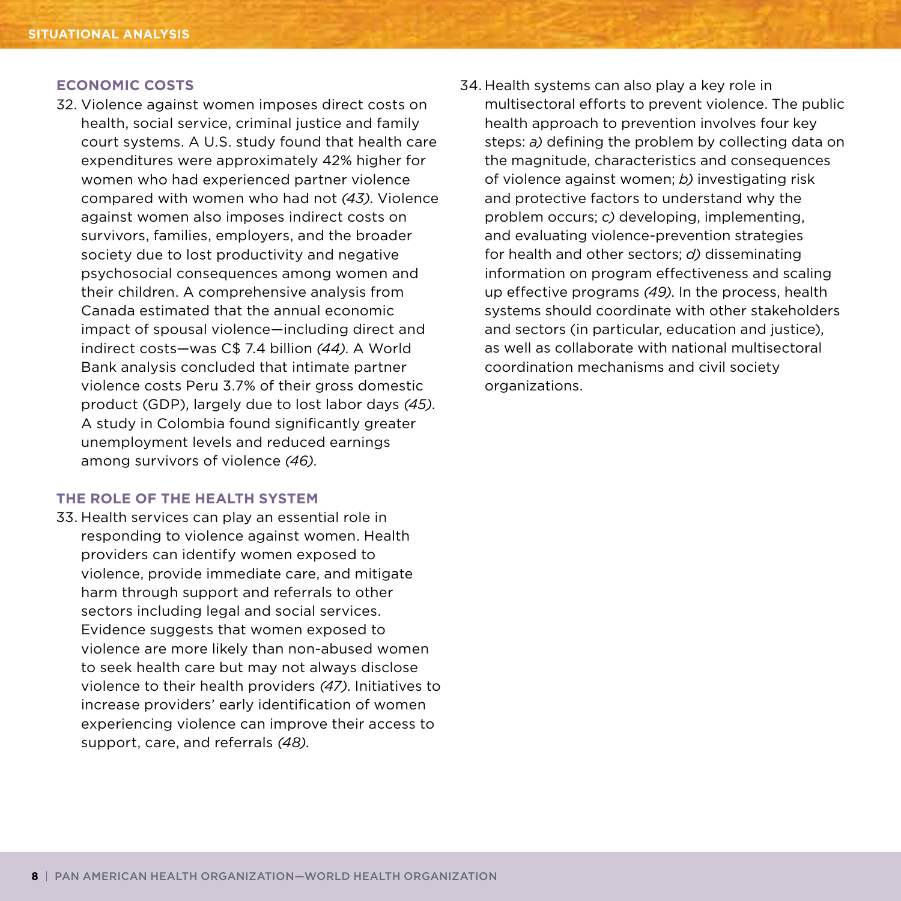### ECONOMIC COSTS

32. Violence against women imposes direct costs on health, social service, criminal justice and family court systems. A U.S. study found that health care expenditures were approximately 42% higher for women who had experienced partner violence compared with women who had not *(43)*. Violence against women also imposes indirect costs on survivors, families, employers, and the broader society due to lost productivity and negative psychosocial consequences among women and their children. A comprehensive analysis from Canada estimated that the annual economic impact of spousal violence—including direct and indirect costs—was C$ 7.4 billion *(44)*. A World Bank analysis concluded that intimate partner violence costs Peru 3.7% of their gross domestic product (GDP), largely due to lost labor days *(45)*. A study in Colombia found significantly greater unemployment levels and reduced earnings among survivors of violence *(46)*.

### THE ROLE OF THE HEALTH SYSTEM

33. Health services can play an essential role in responding to violence against women. Health providers can identify women exposed to violence, provide immediate care, and mitigate harm through support and referrals to other sectors including legal and social services. Evidence suggests that women exposed to violence are more likely than non-abused women to seek health care but may not always disclose violence to their health providers *(47)*. Initiatives to increase providers' early identification of women experiencing violence can improve their access to support, care, and referrals *(48)*.

34. Health systems can also play a key role in multisectoral efforts to prevent violence. The public health approach to prevention involves four key steps: *a)* defining the problem by collecting data on the magnitude, characteristics and consequences of violence against women; *b)* investigating risk and protective factors to understand why the problem occurs; *c)* developing, implementing, and evaluating violence-prevention strategies for health and other sectors; *d)* disseminating information on program effectiveness and scaling up effective programs *(49)*. In the process, health systems should coordinate with other stakeholders and sectors (in particular, education and justice), as well as collaborate with national multisectoral coordination mechanisms and civil society organizations.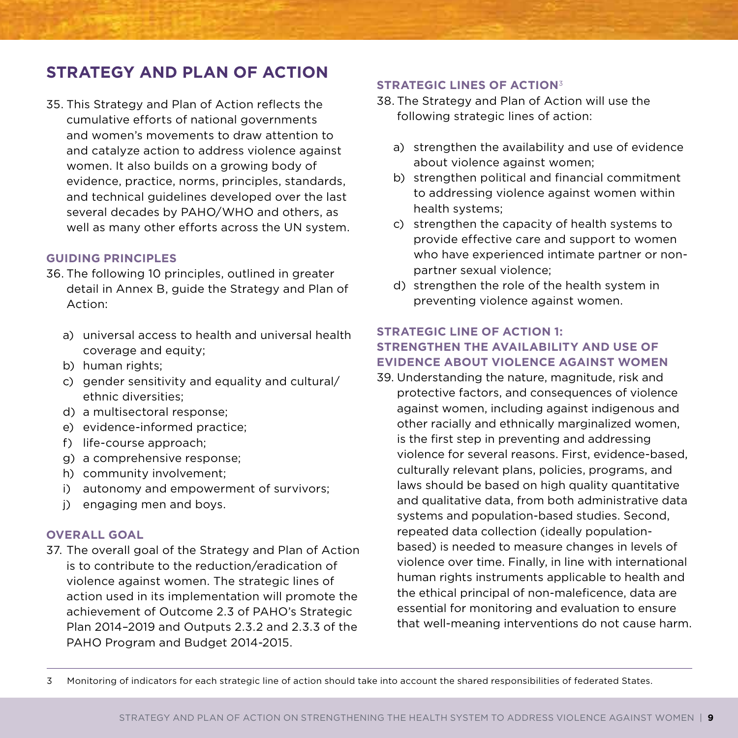# STRATEGY AND PLAN OF ACTION

35. This Strategy and Plan of Action reflects the cumulative efforts of national governments and women's movements to draw attention to and catalyze action to address violence against women. It also builds on a growing body of evidence, practice, norms, principles, standards, and technical guidelines developed over the last several decades by PAHO/WHO and others, as well as many other efforts across the UN system.

### GUIDING PRINCIPLES

36. The following 10 principles, outlined in greater detail in Annex B, guide the Strategy and Plan of Action:

   a) universal access to health and universal health coverage and equity;
   b) human rights;
   c) gender sensitivity and equality and cultural/ethnic diversities;
   d) a multisectoral response;
   e) evidence-informed practice;
   f) life-course approach;
   g) a comprehensive response;
   h) community involvement;
   i) autonomy and empowerment of survivors;
   j) engaging men and boys.

### OVERALL GOAL

37. The overall goal of the Strategy and Plan of Action is to contribute to the reduction/eradication of violence against women. The strategic lines of action used in its implementation will promote the achievement of Outcome 2.3 of PAHO's Strategic Plan 2014–2019 and Outputs 2.3.2 and 2.3.3 of the PAHO Program and Budget 2014-2015.

### STRATEGIC LINES OF ACTION[3]

38. The Strategy and Plan of Action will use the following strategic lines of action:

   a) strengthen the availability and use of evidence about violence against women;
   b) strengthen political and financial commitment to addressing violence against women within health systems;
   c) strengthen the capacity of health systems to provide effective care and support to women who have experienced intimate partner or non-partner sexual violence;
   d) strengthen the role of the health system in preventing violence against women.

### STRATEGIC LINE OF ACTION 1: STRENGTHEN THE AVAILABILITY AND USE OF EVIDENCE ABOUT VIOLENCE AGAINST WOMEN

39. Understanding the nature, magnitude, risk and protective factors, and consequences of violence against women, including against indigenous and other racially and ethnically marginalized women, is the first step in preventing and addressing violence for several reasons. First, evidence-based, culturally relevant plans, policies, programs, and laws should be based on high quality quantitative and qualitative data, from both administrative data systems and population-based studies. Second, repeated data collection (ideally population-based) is needed to measure changes in levels of violence over time. Finally, in line with international human rights instruments applicable to health and the ethical principal of non-maleficence, data are essential for monitoring and evaluation to ensure that well-meaning interventions do not cause harm.

---

3 Monitoring of indicators for each strategic line of action should take into account the shared responsibilities of federated States.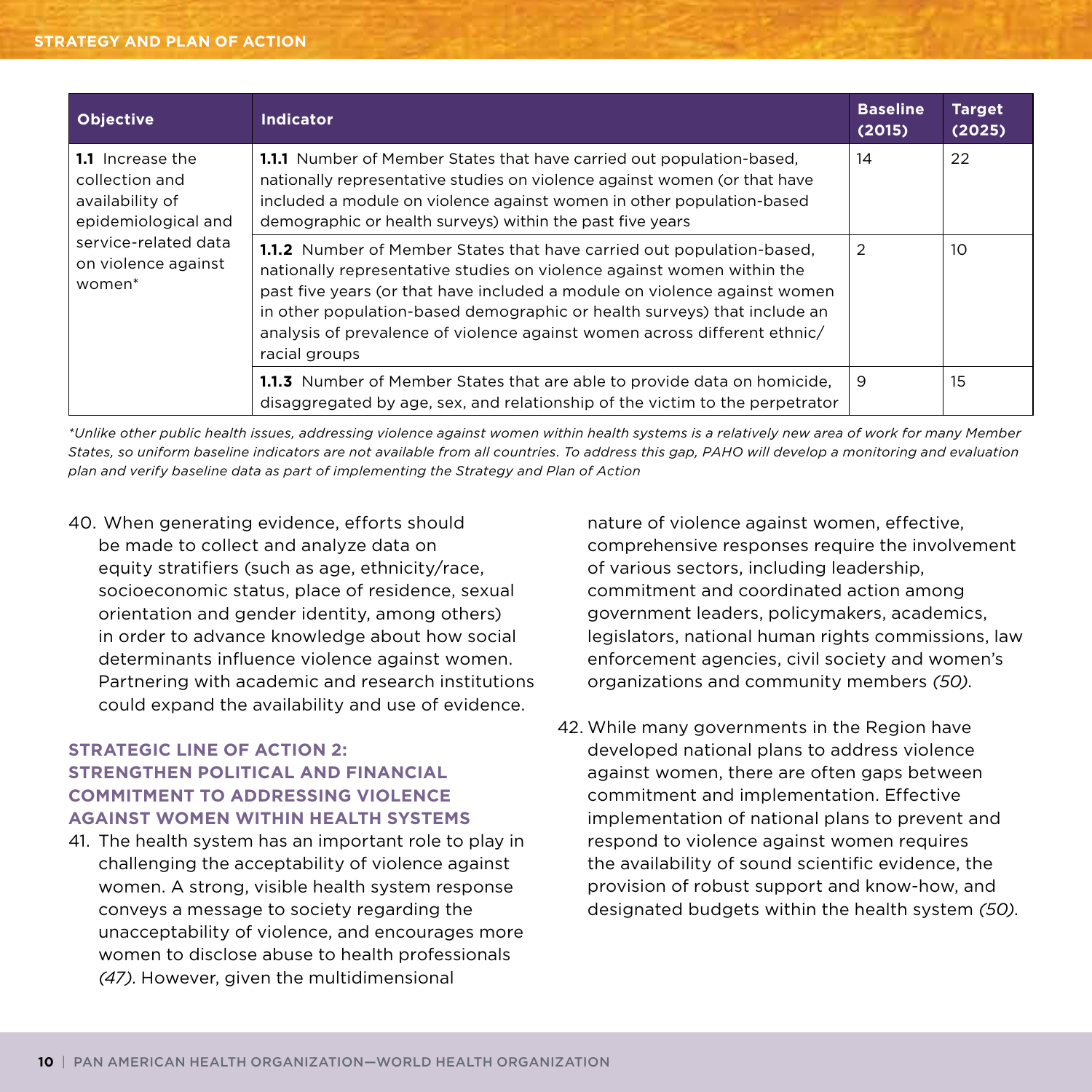| Objective | Indicator | Baseline (2015) | Target (2025) |
|---|---|---|---|
| **1.1** Increase the collection and availability of epidemiological and service-related data on violence against women* | **1.1.1** Number of Member States that have carried out population-based, nationally representative studies on violence against women (or that have included a module on violence against women in other population-based demographic or health surveys) within the past five years | 14 | 22 |
| | **1.1.2** Number of Member States that have carried out population-based, nationally representative studies on violence against women within the past five years (or that have included a module on violence against women in other population-based demographic or health surveys) that include an analysis of prevalence of violence against women across different ethnic/racial groups | 2 | 10 |
| | **1.1.3** Number of Member States that are able to provide data on homicide, disaggregated by age, sex, and relationship of the victim to the perpetrator | 9 | 15 |

*\*Unlike other public health issues, addressing violence against women within health systems is a relatively new area of work for many Member States, so uniform baseline indicators are not available from all countries. To address this gap, PAHO will develop a monitoring and evaluation plan and verify baseline data as part of implementing the Strategy and Plan of Action*

40. When generating evidence, efforts should be made to collect and analyze data on equity stratifiers (such as age, ethnicity/race, socioeconomic status, place of residence, sexual orientation and gender identity, among others) in order to advance knowledge about how social determinants influence violence against women. Partnering with academic and research institutions could expand the availability and use of evidence.

### STRATEGIC LINE OF ACTION 2: STRENGTHEN POLITICAL AND FINANCIAL COMMITMENT TO ADDRESSING VIOLENCE AGAINST WOMEN WITHIN HEALTH SYSTEMS

41. The health system has an important role to play in challenging the acceptability of violence against women. A strong, visible health system response conveys a message to society regarding the unacceptability of violence, and encourages more women to disclose abuse to health professionals *(47)*. However, given the multidimensional nature of violence against women, effective, comprehensive responses require the involvement of various sectors, including leadership, commitment and coordinated action among government leaders, policymakers, academics, legislators, national human rights commissions, law enforcement agencies, civil society and women's organizations and community members *(50)*.

42. While many governments in the Region have developed national plans to address violence against women, there are often gaps between commitment and implementation. Effective implementation of national plans to prevent and respond to violence against women requires the availability of sound scientific evidence, the provision of robust support and know-how, and designated budgets within the health system *(50)*.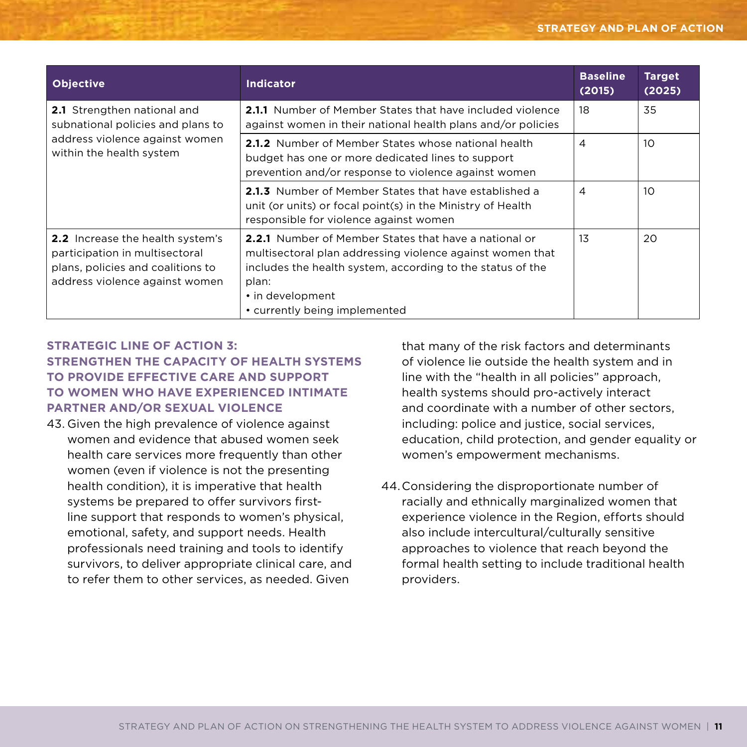| Objective | Indicator | Baseline (2015) | Target (2025) |
|---|---|---|---|
| **2.1** Strengthen national and subnational policies and plans to address violence against women within the health system | **2.1.1** Number of Member States that have included violence against women in their national health plans and/or policies | 18 | 35 |
| | **2.1.2** Number of Member States whose national health budget has one or more dedicated lines to support prevention and/or response to violence against women | 4 | 10 |
| | **2.1.3** Number of Member States that have established a unit (or units) or focal point(s) in the Ministry of Health responsible for violence against women | 4 | 10 |
| **2.2** Increase the health system's participation in multisectoral plans, policies and coalitions to address violence against women | **2.2.1** Number of Member States that have a national or multisectoral plan addressing violence against women that includes the health system, according to the status of the plan: • in development • currently being implemented | 13 | 20 |

## STRATEGIC LINE OF ACTION 3: STRENGTHEN THE CAPACITY OF HEALTH SYSTEMS TO PROVIDE EFFECTIVE CARE AND SUPPORT TO WOMEN WHO HAVE EXPERIENCED INTIMATE PARTNER AND/OR SEXUAL VIOLENCE

43. Given the high prevalence of violence against women and evidence that abused women seek health care services more frequently than other women (even if violence is not the presenting health condition), it is imperative that health systems be prepared to offer survivors first-line support that responds to women's physical, emotional, safety, and support needs. Health professionals need training and tools to identify survivors, to deliver appropriate clinical care, and to refer them to other services, as needed. Given that many of the risk factors and determinants of violence lie outside the health system and in line with the "health in all policies" approach, health systems should pro-actively interact and coordinate with a number of other sectors, including: police and justice, social services, education, child protection, and gender equality or women's empowerment mechanisms.

44. Considering the disproportionate number of racially and ethnically marginalized women that experience violence in the Region, efforts should also include intercultural/culturally sensitive approaches to violence that reach beyond the formal health setting to include traditional health providers.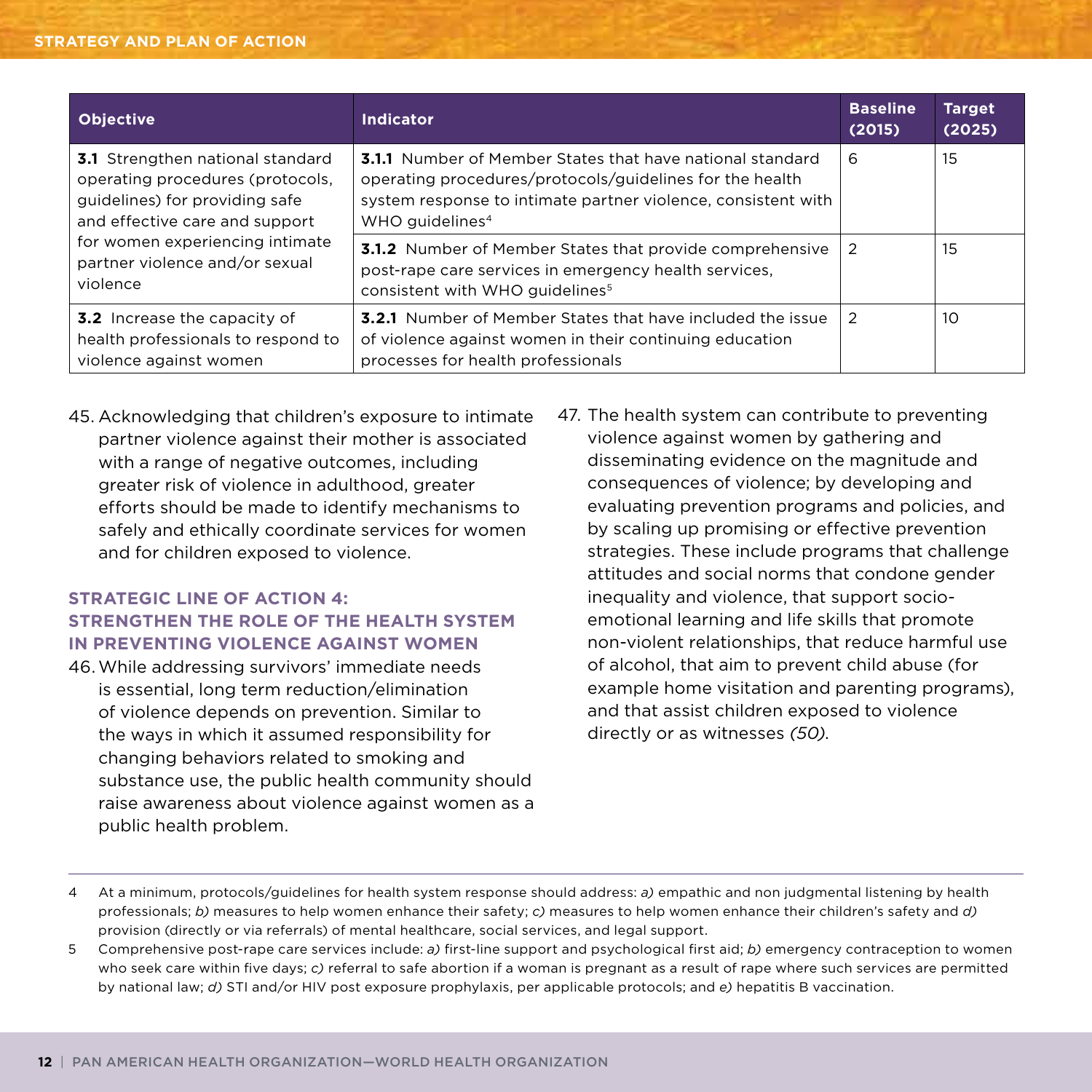| Objective | Indicator | Baseline (2015) | Target (2025) |
|---|---|---|---|
| **3.1** Strengthen national standard operating procedures (protocols, guidelines) for providing safe and effective care and support for women experiencing intimate partner violence and/or sexual violence | **3.1.1** Number of Member States that have national standard operating procedures/protocols/guidelines for the health system response to intimate partner violence, consistent with WHO guidelines[4] | 6 | 15 |
| | **3.1.2** Number of Member States that provide comprehensive post-rape care services in emergency health services, consistent with WHO guidelines[5] | 2 | 15 |
| **3.2** Increase the capacity of health professionals to respond to violence against women | **3.2.1** Number of Member States that have included the issue of violence against women in their continuing education processes for health professionals | 2 | 10 |

45. Acknowledging that children's exposure to intimate partner violence against their mother is associated with a range of negative outcomes, including greater risk of violence in adulthood, greater efforts should be made to identify mechanisms to safely and ethically coordinate services for women and for children exposed to violence.

### STRATEGIC LINE OF ACTION 4: STRENGTHEN THE ROLE OF THE HEALTH SYSTEM IN PREVENTING VIOLENCE AGAINST WOMEN

46. While addressing survivors' immediate needs is essential, long term reduction/elimination of violence depends on prevention. Similar to the ways in which it assumed responsibility for changing behaviors related to smoking and substance use, the public health community should raise awareness about violence against women as a public health problem.

47. The health system can contribute to preventing violence against women by gathering and disseminating evidence on the magnitude and consequences of violence; by developing and evaluating prevention programs and policies, and by scaling up promising or effective prevention strategies. These include programs that challenge attitudes and social norms that condone gender inequality and violence, that support socio-emotional learning and life skills that promote non-violent relationships, that reduce harmful use of alcohol, that aim to prevent child abuse (for example home visitation and parenting programs), and that assist children exposed to violence directly or as witnesses *(50)*.

---

4 At a minimum, protocols/guidelines for health system response should address: *a)* empathic and non judgmental listening by health professionals; *b)* measures to help women enhance their safety; *c)* measures to help women enhance their children's safety and *d)* provision (directly or via referrals) of mental healthcare, social services, and legal support.

5 Comprehensive post-rape care services include: *a)* first-line support and psychological first aid; *b)* emergency contraception to women who seek care within five days; *c)* referral to safe abortion if a woman is pregnant as a result of rape where such services are permitted by national law; *d)* STI and/or HIV post exposure prophylaxis, per applicable protocols; and *e)* hepatitis B vaccination.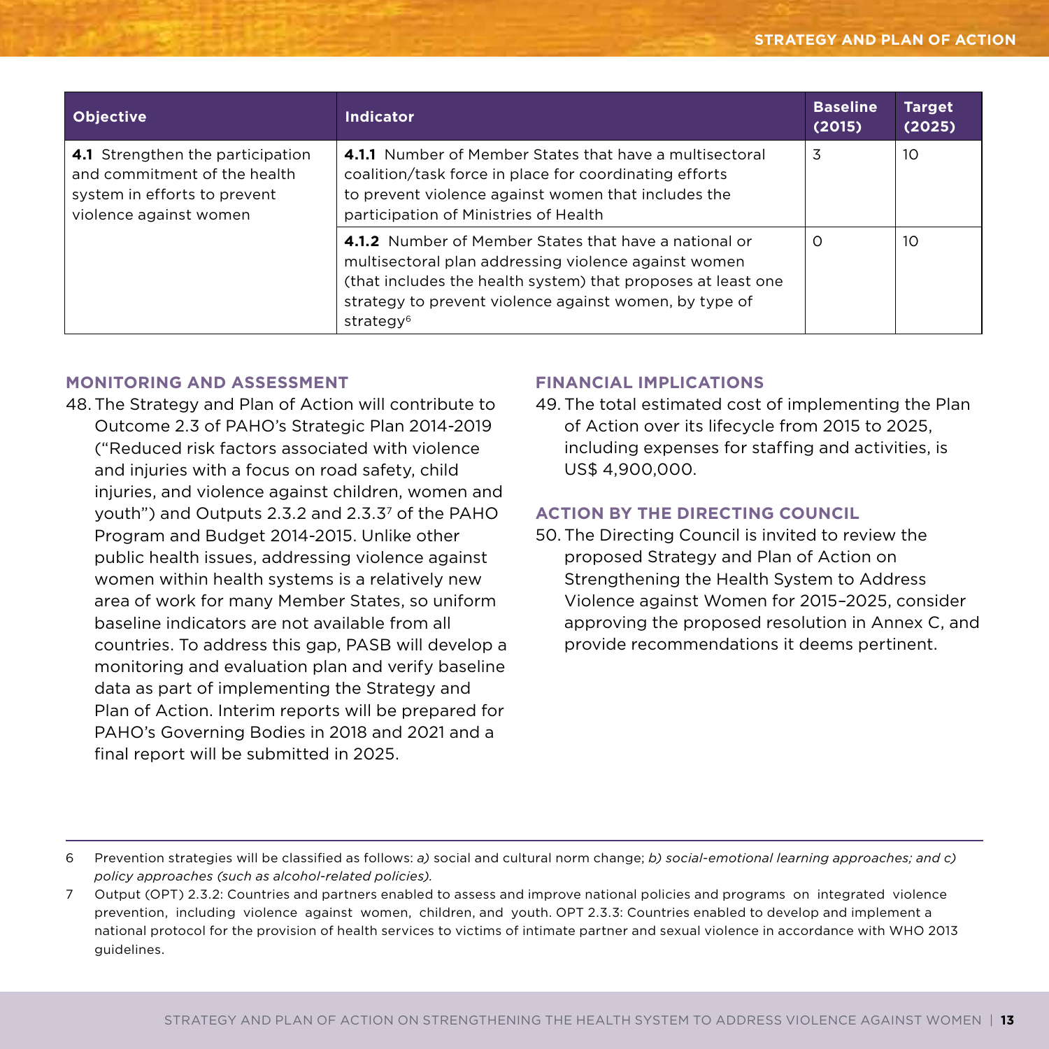| Objective | Indicator | Baseline (2015) | Target (2025) |
|---|---|---|---|
| **4.1** Strengthen the participation and commitment of the health system in efforts to prevent violence against women | **4.1.1** Number of Member States that have a multisectoral coalition/task force in place for coordinating efforts to prevent violence against women that includes the participation of Ministries of Health | 3 | 10 |
| | **4.1.2** Number of Member States that have a national or multisectoral plan addressing violence against women (that includes the health system) that proposes at least one strategy to prevent violence against women, by type of strategy[6] | 0 | 10 |

## MONITORING AND ASSESSMENT

48. The Strategy and Plan of Action will contribute to Outcome 2.3 of PAHO's Strategic Plan 2014-2019 ("Reduced risk factors associated with violence and injuries with a focus on road safety, child injuries, and violence against children, women and youth") and Outputs 2.3.2 and 2.3.3[7] of the PAHO Program and Budget 2014-2015. Unlike other public health issues, addressing violence against women within health systems is a relatively new area of work for many Member States, so uniform baseline indicators are not available from all countries. To address this gap, PASB will develop a monitoring and evaluation plan and verify baseline data as part of implementing the Strategy and Plan of Action. Interim reports will be prepared for PAHO's Governing Bodies in 2018 and 2021 and a final report will be submitted in 2025.

## FINANCIAL IMPLICATIONS

49. The total estimated cost of implementing the Plan of Action over its lifecycle from 2015 to 2025, including expenses for staffing and activities, is US$ 4,900,000.

## ACTION BY THE DIRECTING COUNCIL

50. The Directing Council is invited to review the proposed Strategy and Plan of Action on Strengthening the Health System to Address Violence against Women for 2015–2025, consider approving the proposed resolution in Annex C, and provide recommendations it deems pertinent.

---

6 Prevention strategies will be classified as follows: *a)* social and cultural norm change; *b) social-emotional learning approaches; and c) policy approaches (such as alcohol-related policies).*

7 Output (OPT) 2.3.2: Countries and partners enabled to assess and improve national policies and programs on integrated violence prevention, including violence against women, children, and youth. OPT 2.3.3: Countries enabled to develop and implement a national protocol for the provision of health services to victims of intimate partner and sexual violence in accordance with WHO 2013 guidelines.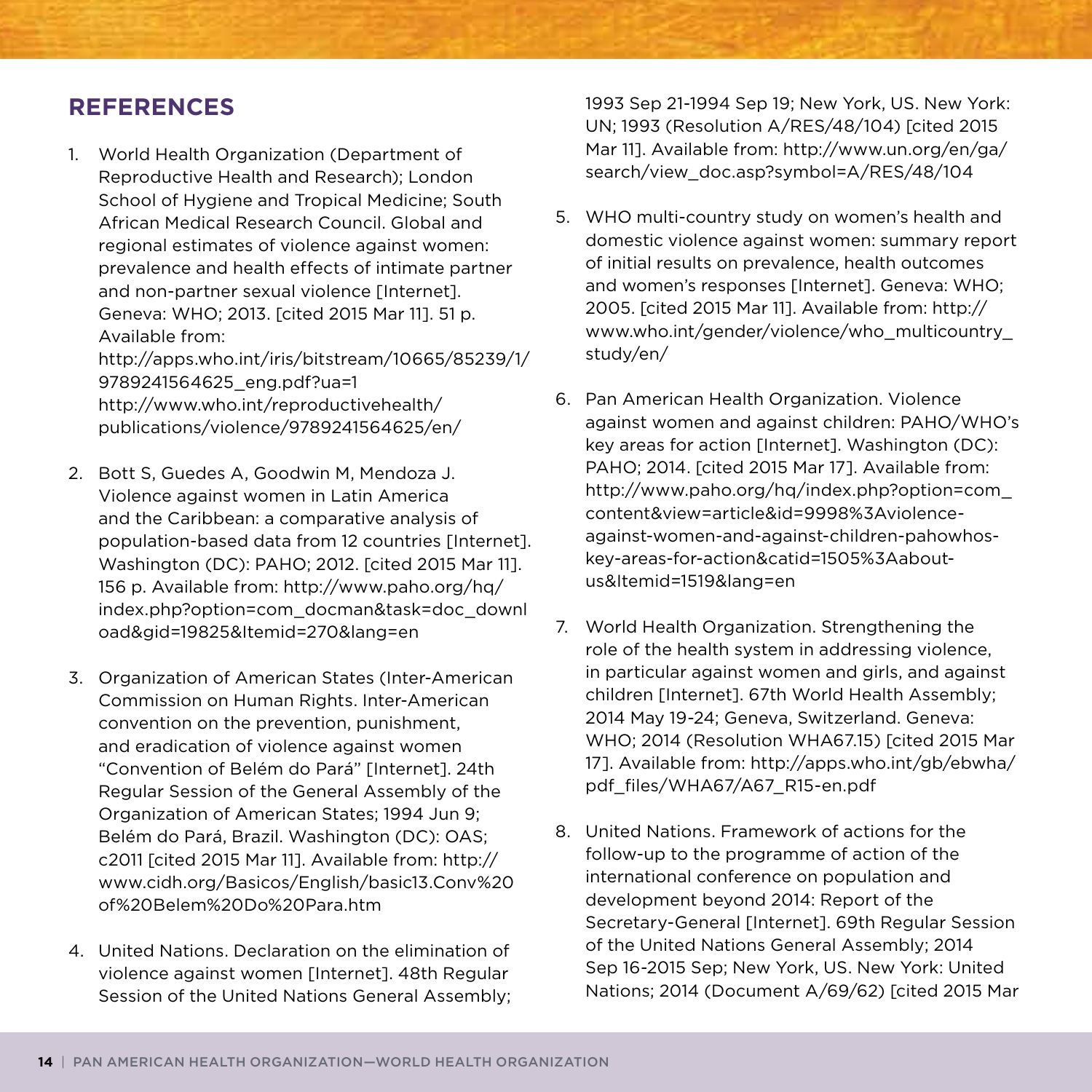## REFERENCES

1. World Health Organization (Department of Reproductive Health and Research); London School of Hygiene and Tropical Medicine; South African Medical Research Council. Global and regional estimates of violence against women: prevalence and health effects of intimate partner and non-partner sexual violence [Internet]. Geneva: WHO; 2013. [cited 2015 Mar 11]. 51 p. Available from: http://apps.who.int/iris/bitstream/10665/85239/1/9789241564625_eng.pdf?ua=1 http://www.who.int/reproductivehealth/publications/violence/9789241564625/en/

2. Bott S, Guedes A, Goodwin M, Mendoza J. Violence against women in Latin America and the Caribbean: a comparative analysis of population-based data from 12 countries [Internet]. Washington (DC): PAHO; 2012. [cited 2015 Mar 11]. 156 p. Available from: http://www.paho.org/hq/index.php?option=com_docman&task=doc_download&gid=19825&Itemid=270&lang=en

3. Organization of American States (Inter-American Commission on Human Rights. Inter-American convention on the prevention, punishment, and eradication of violence against women "Convention of Belém do Pará" [Internet]. 24th Regular Session of the General Assembly of the Organization of American States; 1994 Jun 9; Belém do Pará, Brazil. Washington (DC): OAS; c2011 [cited 2015 Mar 11]. Available from: http://www.cidh.org/Basicos/English/basic13.Conv%20of%20Belem%20Do%20Para.htm

4. United Nations. Declaration on the elimination of violence against women [Internet]. 48th Regular Session of the United Nations General Assembly; 1993 Sep 21-1994 Sep 19; New York, US. New York: UN; 1993 (Resolution A/RES/48/104) [cited 2015 Mar 11]. Available from: http://www.un.org/en/ga/search/view_doc.asp?symbol=A/RES/48/104

5. WHO multi-country study on women's health and domestic violence against women: summary report of initial results on prevalence, health outcomes and women's responses [Internet]. Geneva: WHO; 2005. [cited 2015 Mar 11]. Available from: http://www.who.int/gender/violence/who_multicountry_study/en/

6. Pan American Health Organization. Violence against women and against children: PAHO/WHO's key areas for action [Internet]. Washington (DC): PAHO; 2014. [cited 2015 Mar 17]. Available from: http://www.paho.org/hq/index.php?option=com_content&view=article&id=9998%3Aviolence-against-women-and-against-children-pahowhos-key-areas-for-action&catid=1505%3Aabout-us&Itemid=1519&lang=en

7. World Health Organization. Strengthening the role of the health system in addressing violence, in particular against women and girls, and against children [Internet]. 67th World Health Assembly; 2014 May 19-24; Geneva, Switzerland. Geneva: WHO; 2014 (Resolution WHA67.15) [cited 2015 Mar 17]. Available from: http://apps.who.int/gb/ebwha/pdf_files/WHA67/A67_R15-en.pdf

8. United Nations. Framework of actions for the follow-up to the programme of action of the international conference on population and development beyond 2014: Report of the Secretary-General [Internet]. 69th Regular Session of the United Nations General Assembly; 2014 Sep 16-2015 Sep; New York, US. New York: United Nations; 2014 (Document A/69/62) [cited 2015 Mar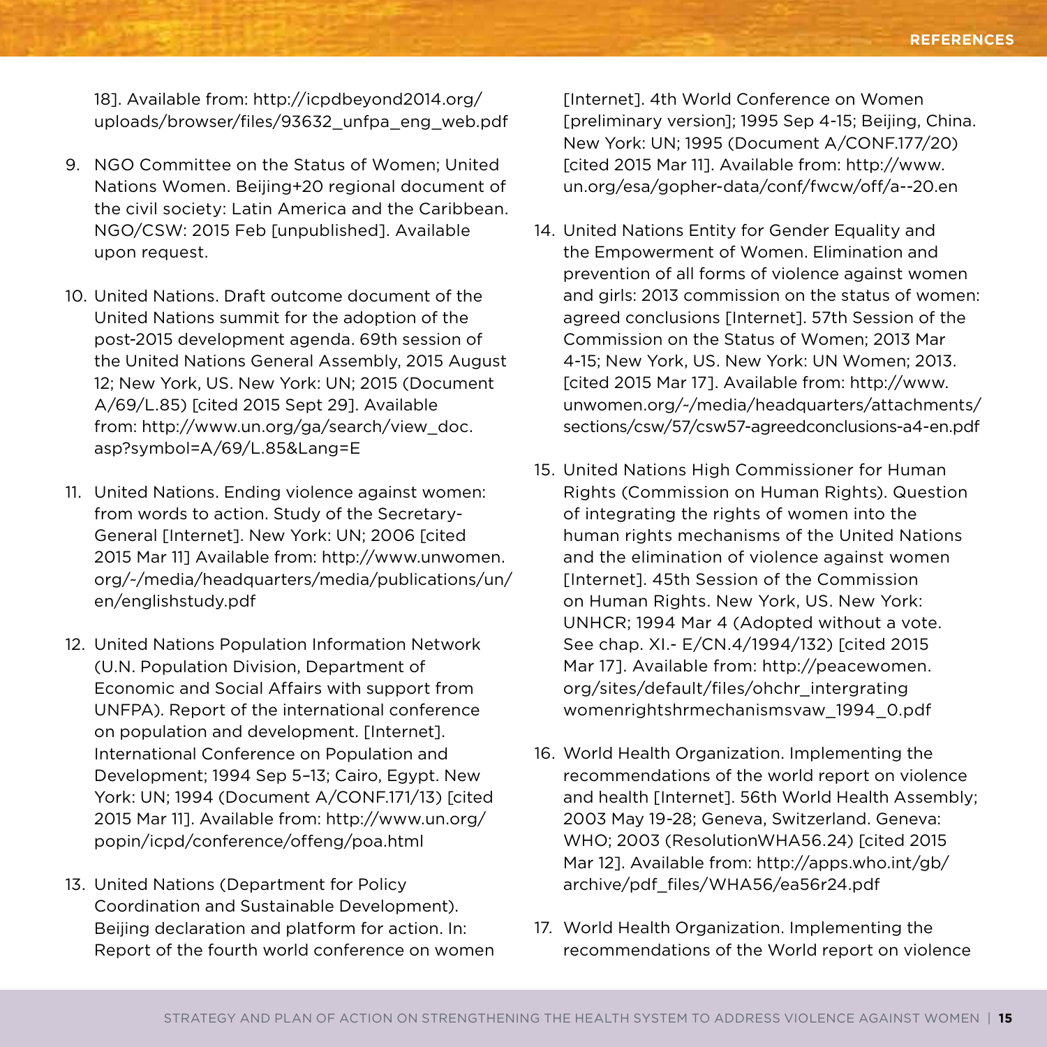18]. Available from: http://icpdbeyond2014.org/uploads/browser/files/93632_unfpa_eng_web.pdf

9. NGO Committee on the Status of Women; United Nations Women. Beijing+20 regional document of the civil society: Latin America and the Caribbean. NGO/CSW: 2015 Feb [unpublished]. Available upon request.

10. United Nations. Draft outcome document of the United Nations summit for the adoption of the post-2015 development agenda. 69th session of the United Nations General Assembly, 2015 August 12; New York, US. New York: UN; 2015 (Document A/69/L.85) [cited 2015 Sept 29]. Available from: http://www.un.org/ga/search/view_doc.asp?symbol=A/69/L.85&Lang=E

11. United Nations. Ending violence against women: from words to action. Study of the Secretary-General [Internet]. New York: UN; 2006 [cited 2015 Mar 11] Available from: http://www.unwomen.org/~/media/headquarters/media/publications/un/en/englishstudy.pdf

12. United Nations Population Information Network (U.N. Population Division, Department of Economic and Social Affairs with support from UNFPA). Report of the international conference on population and development. [Internet]. International Conference on Population and Development; 1994 Sep 5–13; Cairo, Egypt. New York: UN; 1994 (Document A/CONF.171/13) [cited 2015 Mar 11]. Available from: http://www.un.org/popin/icpd/conference/offeng/poa.html

13. United Nations (Department for Policy Coordination and Sustainable Development). Beijing declaration and platform for action. In: Report of the fourth world conference on women [Internet]. 4th World Conference on Women [preliminary version]; 1995 Sep 4-15; Beijing, China. New York: UN; 1995 (Document A/CONF.177/20) [cited 2015 Mar 11]. Available from: http://www.un.org/esa/gopher-data/conf/fwcw/off/a--20.en

14. United Nations Entity for Gender Equality and the Empowerment of Women. Elimination and prevention of all forms of violence against women and girls: 2013 commission on the status of women: agreed conclusions [Internet]. 57th Session of the Commission on the Status of Women; 2013 Mar 4-15; New York, US. New York: UN Women; 2013. [cited 2015 Mar 17]. Available from: http://www.unwomen.org/~/media/headquarters/attachments/sections/csw/57/csw57-agreedconclusions-a4-en.pdf

15. United Nations High Commissioner for Human Rights (Commission on Human Rights). Question of integrating the rights of women into the human rights mechanisms of the United Nations and the elimination of violence against women [Internet]. 45th Session of the Commission on Human Rights. New York, US. New York: UNHCR; 1994 Mar 4 (Adopted without a vote. See chap. XI.- E/CN.4/1994/132) [cited 2015 Mar 17]. Available from: http://peacewomen.org/sites/default/files/ohchr_intergrating womenrightshrmechanismsvaw_1994_0.pdf

16. World Health Organization. Implementing the recommendations of the world report on violence and health [Internet]. 56th World Health Assembly; 2003 May 19-28; Geneva, Switzerland. Geneva: WHO; 2003 (ResolutionWHA56.24) [cited 2015 Mar 12]. Available from: http://apps.who.int/gb/archive/pdf_files/WHA56/ea56r24.pdf

17. World Health Organization. Implementing the recommendations of the World report on violence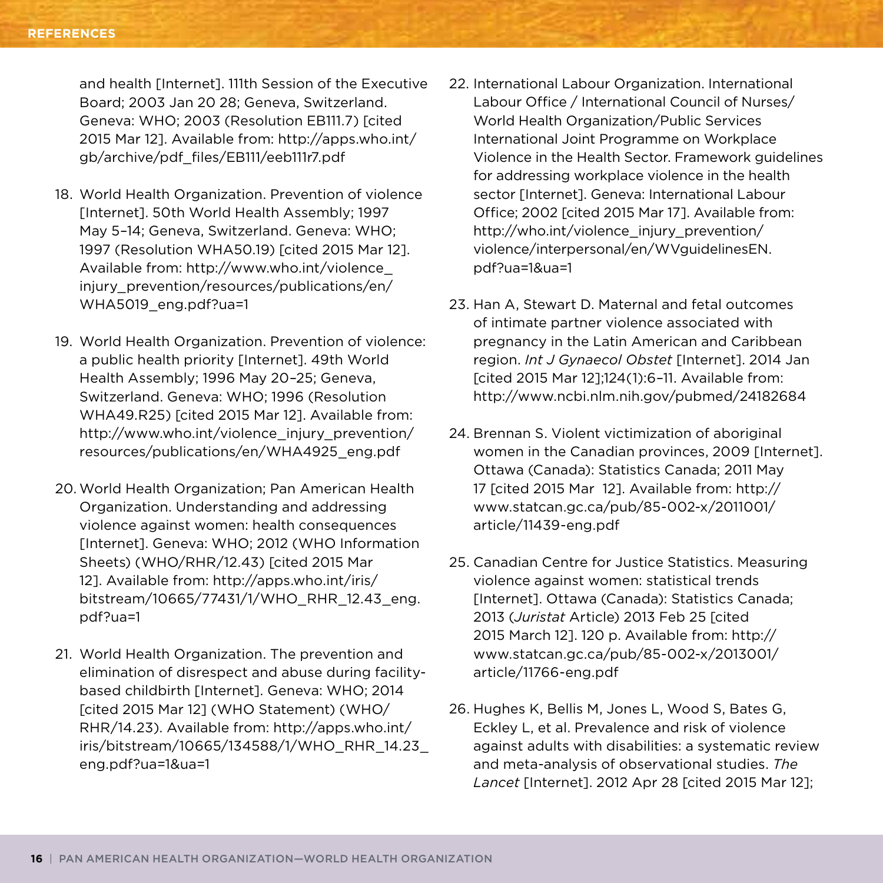and health [Internet]. 111th Session of the Executive Board; 2003 Jan 20 28; Geneva, Switzerland. Geneva: WHO; 2003 (Resolution EB111.7) [cited 2015 Mar 12]. Available from: http://apps.who.int/gb/archive/pdf_files/EB111/eeb111r7.pdf

18. World Health Organization. Prevention of violence [Internet]. 50th World Health Assembly; 1997 May 5–14; Geneva, Switzerland. Geneva: WHO; 1997 (Resolution WHA50.19) [cited 2015 Mar 12]. Available from: http://www.who.int/violence_injury_prevention/resources/publications/en/WHA5019_eng.pdf?ua=1

19. World Health Organization. Prevention of violence: a public health priority [Internet]. 49th World Health Assembly; 1996 May 20–25; Geneva, Switzerland. Geneva: WHO; 1996 (Resolution WHA49.R25) [cited 2015 Mar 12]. Available from: http://www.who.int/violence_injury_prevention/resources/publications/en/WHA4925_eng.pdf

20. World Health Organization; Pan American Health Organization. Understanding and addressing violence against women: health consequences [Internet]. Geneva: WHO; 2012 (WHO Information Sheets) (WHO/RHR/12.43) [cited 2015 Mar 12]. Available from: http://apps.who.int/iris/bitstream/10665/77431/1/WHO_RHR_12.43_eng.pdf?ua=1

21. World Health Organization. The prevention and elimination of disrespect and abuse during facility-based childbirth [Internet]. Geneva: WHO; 2014 [cited 2015 Mar 12] (WHO Statement) (WHO/RHR/14.23). Available from: http://apps.who.int/iris/bitstream/10665/134588/1/WHO_RHR_14.23_eng.pdf?ua=1&ua=1

22. International Labour Organization. International Labour Office / International Council of Nurses/ World Health Organization/Public Services International Joint Programme on Workplace Violence in the Health Sector. Framework guidelines for addressing workplace violence in the health sector [Internet]. Geneva: International Labour Office; 2002 [cited 2015 Mar 17]. Available from: http://who.int/violence_injury_prevention/violence/interpersonal/en/WVguidelinesEN.pdf?ua=1&ua=1

23. Han A, Stewart D. Maternal and fetal outcomes of intimate partner violence associated with pregnancy in the Latin American and Caribbean region. *Int J Gynaecol Obstet* [Internet]. 2014 Jan [cited 2015 Mar 12];124(1):6–11. Available from: http://www.ncbi.nlm.nih.gov/pubmed/24182684

24. Brennan S. Violent victimization of aboriginal women in the Canadian provinces, 2009 [Internet]. Ottawa (Canada): Statistics Canada; 2011 May 17 [cited 2015 Mar 12]. Available from: http://www.statcan.gc.ca/pub/85-002-x/2011001/article/11439-eng.pdf

25. Canadian Centre for Justice Statistics. Measuring violence against women: statistical trends [Internet]. Ottawa (Canada): Statistics Canada; 2013 (*Juristat* Article) 2013 Feb 25 [cited 2015 March 12]. 120 p. Available from: http://www.statcan.gc.ca/pub/85-002-x/2013001/article/11766-eng.pdf

26. Hughes K, Bellis M, Jones L, Wood S, Bates G, Eckley L, et al. Prevalence and risk of violence against adults with disabilities: a systematic review and meta-analysis of observational studies. *The Lancet* [Internet]. 2012 Apr 28 [cited 2015 Mar 12];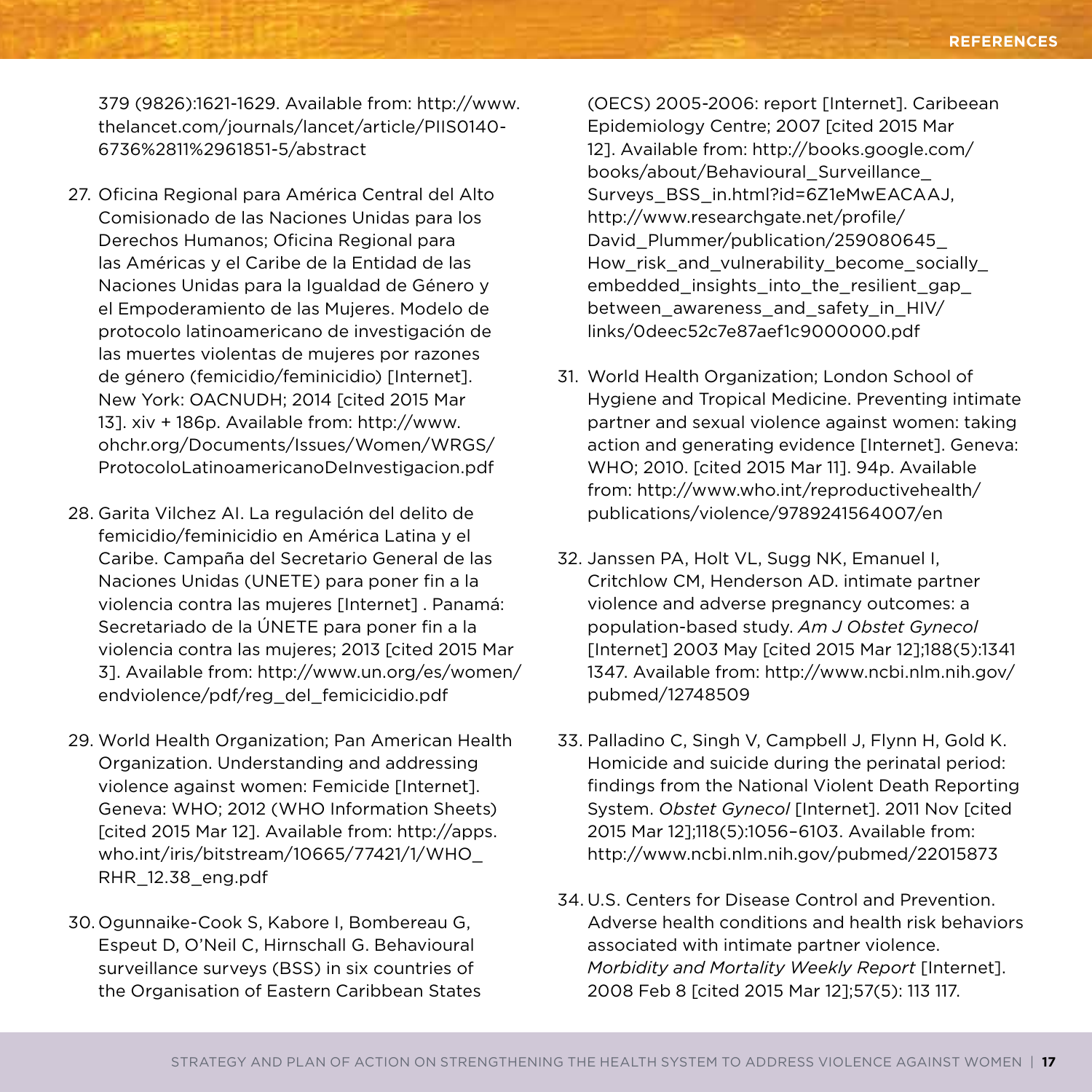379 (9826):1621-1629. Available from: http://www.thelancet.com/journals/lancet/article/PIIS0140-6736%2811%2961851-5/abstract

27. Oficina Regional para América Central del Alto Comisionado de las Naciones Unidas para los Derechos Humanos; Oficina Regional para las Américas y el Caribe de la Entidad de las Naciones Unidas para la Igualdad de Género y el Empoderamiento de las Mujeres. Modelo de protocolo latinoamericano de investigación de las muertes violentas de mujeres por razones de género (femicidio/feminicidio) [Internet]. New York: OACNUDH; 2014 [cited 2015 Mar 13]. xiv + 186p. Available from: http://www.ohchr.org/Documents/Issues/Women/WRGS/ProtocoloLatinoamericanoDeInvestigacion.pdf

28. Garita Vilchez AI. La regulación del delito de femicidio/feminicidio en América Latina y el Caribe. Campaña del Secretario General de las Naciones Unidas (UNETE) para poner fin a la violencia contra las mujeres [Internet] . Panamá: Secretariado de la ÚNETE para poner fin a la violencia contra las mujeres; 2013 [cited 2015 Mar 3]. Available from: http://www.un.org/es/women/endviolence/pdf/reg_del_femicicidio.pdf

29. World Health Organization; Pan American Health Organization. Understanding and addressing violence against women: Femicide [Internet]. Geneva: WHO; 2012 (WHO Information Sheets) [cited 2015 Mar 12]. Available from: http://apps.who.int/iris/bitstream/10665/77421/1/WHO_RHR_12.38_eng.pdf

30. Ogunnaike-Cook S, Kabore I, Bombereau G, Espeut D, O'Neil C, Hirnschall G. Behavioural surveillance surveys (BSS) in six countries of the Organisation of Eastern Caribbean States (OECS) 2005-2006: report [Internet]. Caribeean Epidemiology Centre; 2007 [cited 2015 Mar 12]. Available from: http://books.google.com/books/about/Behavioural_Surveillance_Surveys_BSS_in.html?id=6Z1eMwEACAAJ, http://www.researchgate.net/profile/David_Plummer/publication/259080645_How_risk_and_vulnerability_become_socially_embedded_insights_into_the_resilient_gap_between_awareness_and_safety_in_HIV/links/0deec52c7e87aef1c9000000.pdf

31. World Health Organization; London School of Hygiene and Tropical Medicine. Preventing intimate partner and sexual violence against women: taking action and generating evidence [Internet]. Geneva: WHO; 2010. [cited 2015 Mar 11]. 94p. Available from: http://www.who.int/reproductivehealth/publications/violence/9789241564007/en

32. Janssen PA, Holt VL, Sugg NK, Emanuel I, Critchlow CM, Henderson AD. intimate partner violence and adverse pregnancy outcomes: a population-based study. *Am J Obstet Gynecol* [Internet] 2003 May [cited 2015 Mar 12];188(5):1341 1347. Available from: http://www.ncbi.nlm.nih.gov/pubmed/12748509

33. Palladino C, Singh V, Campbell J, Flynn H, Gold K. Homicide and suicide during the perinatal period: findings from the National Violent Death Reporting System. *Obstet Gynecol* [Internet]. 2011 Nov [cited 2015 Mar 12];118(5):1056–6103. Available from: http://www.ncbi.nlm.nih.gov/pubmed/22015873

34. U.S. Centers for Disease Control and Prevention. Adverse health conditions and health risk behaviors associated with intimate partner violence. *Morbidity and Mortality Weekly Report* [Internet]. 2008 Feb 8 [cited 2015 Mar 12];57(5): 113 117.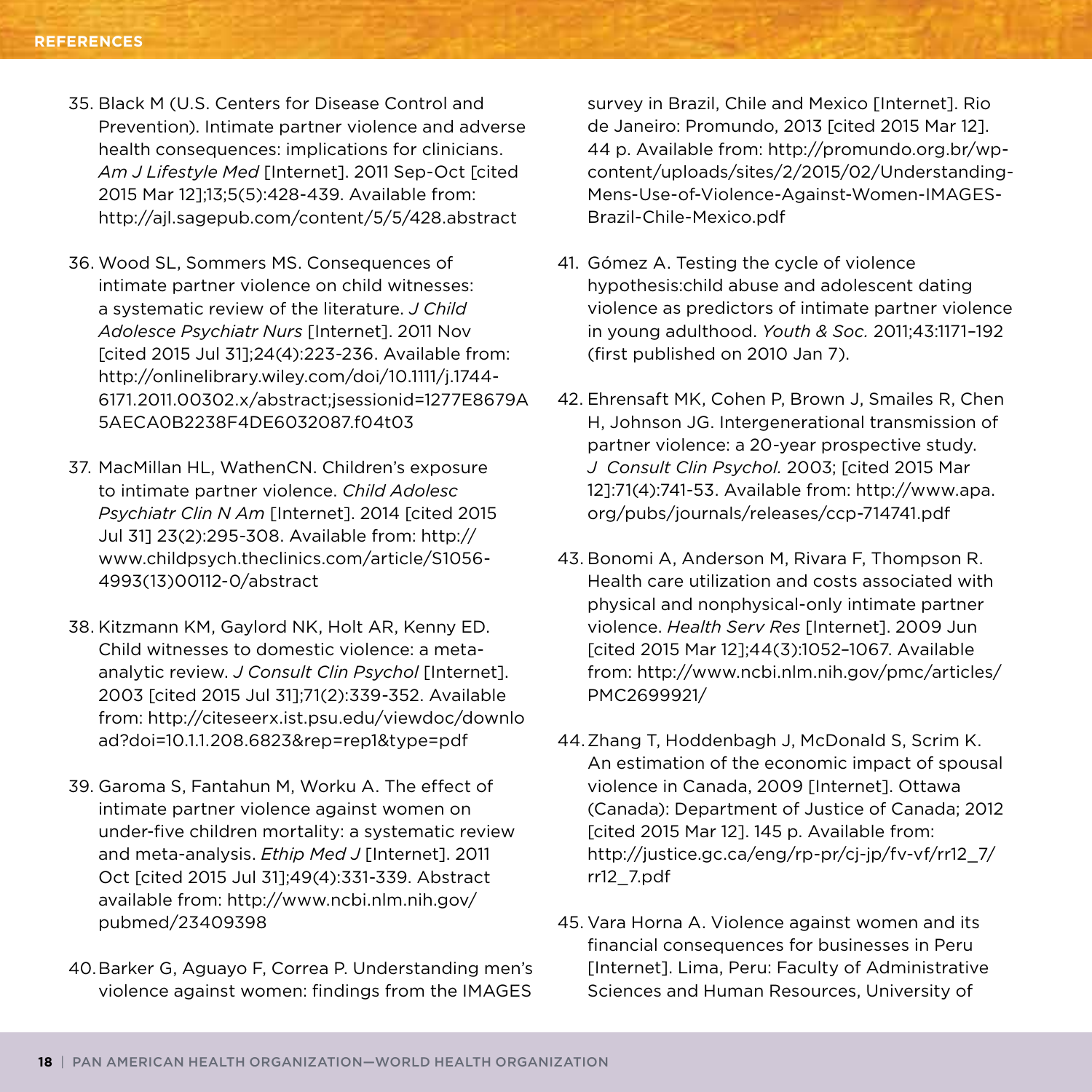35. Black M (U.S. Centers for Disease Control and Prevention). Intimate partner violence and adverse health consequences: implications for clinicians. *Am J Lifestyle Med* [Internet]. 2011 Sep-Oct [cited 2015 Mar 12];13;5(5):428-439. Available from: http://ajl.sagepub.com/content/5/5/428.abstract

36. Wood SL, Sommers MS. Consequences of intimate partner violence on child witnesses: a systematic review of the literature. *J Child Adolesce Psychiatr Nurs* [Internet]. 2011 Nov [cited 2015 Jul 31];24(4):223-236. Available from: http://onlinelibrary.wiley.com/doi/10.1111/j.1744-6171.2011.00302.x/abstract;jsessionid=1277E8679A5AECA0B2238F4DE6032087.f04t03

37. MacMillan HL, WathenCN. Children's exposure to intimate partner violence. *Child Adolesc Psychiatr Clin N Am* [Internet]. 2014 [cited 2015 Jul 31] 23(2):295-308. Available from: http://www.childpsych.theclinics.com/article/S1056-4993(13)00112-0/abstract

38. Kitzmann KM, Gaylord NK, Holt AR, Kenny ED. Child witnesses to domestic violence: a meta-analytic review. *J Consult Clin Psychol* [Internet]. 2003 [cited 2015 Jul 31];71(2):339-352. Available from: http://citeseerx.ist.psu.edu/viewdoc/download?doi=10.1.1.208.6823&rep=rep1&type=pdf

39. Garoma S, Fantahun M, Worku A. The effect of intimate partner violence against women on under-five children mortality: a systematic review and meta-analysis. *Ethip Med J* [Internet]. 2011 Oct [cited 2015 Jul 31];49(4):331-339. Abstract available from: http://www.ncbi.nlm.nih.gov/pubmed/23409398

40. Barker G, Aguayo F, Correa P. Understanding men's violence against women: findings from the IMAGES survey in Brazil, Chile and Mexico [Internet]. Rio de Janeiro: Promundo, 2013 [cited 2015 Mar 12]. 44 p. Available from: http://promundo.org.br/wp-content/uploads/sites/2/2015/02/Understanding-Mens-Use-of-Violence-Against-Women-IMAGES-Brazil-Chile-Mexico.pdf

41. Gómez A. Testing the cycle of violence hypothesis:child abuse and adolescent dating violence as predictors of intimate partner violence in young adulthood. *Youth & Soc.* 2011;43:1171–192 (first published on 2010 Jan 7).

42. Ehrensaft MK, Cohen P, Brown J, Smailes R, Chen H, Johnson JG. Intergenerational transmission of partner violence: a 20-year prospective study. *J Consult Clin Psychol.* 2003; [cited 2015 Mar 12]:71(4):741-53. Available from: http://www.apa.org/pubs/journals/releases/ccp-714741.pdf

43. Bonomi A, Anderson M, Rivara F, Thompson R. Health care utilization and costs associated with physical and nonphysical-only intimate partner violence. *Health Serv Res* [Internet]. 2009 Jun [cited 2015 Mar 12];44(3):1052–1067. Available from: http://www.ncbi.nlm.nih.gov/pmc/articles/PMC2699921/

44. Zhang T, Hoddenbagh J, McDonald S, Scrim K. An estimation of the economic impact of spousal violence in Canada, 2009 [Internet]. Ottawa (Canada): Department of Justice of Canada; 2012 [cited 2015 Mar 12]. 145 p. Available from: http://justice.gc.ca/eng/rp-pr/cj-jp/fv-vf/rr12_7/rr12_7.pdf

45. Vara Horna A. Violence against women and its financial consequences for businesses in Peru [Internet]. Lima, Peru: Faculty of Administrative Sciences and Human Resources, University of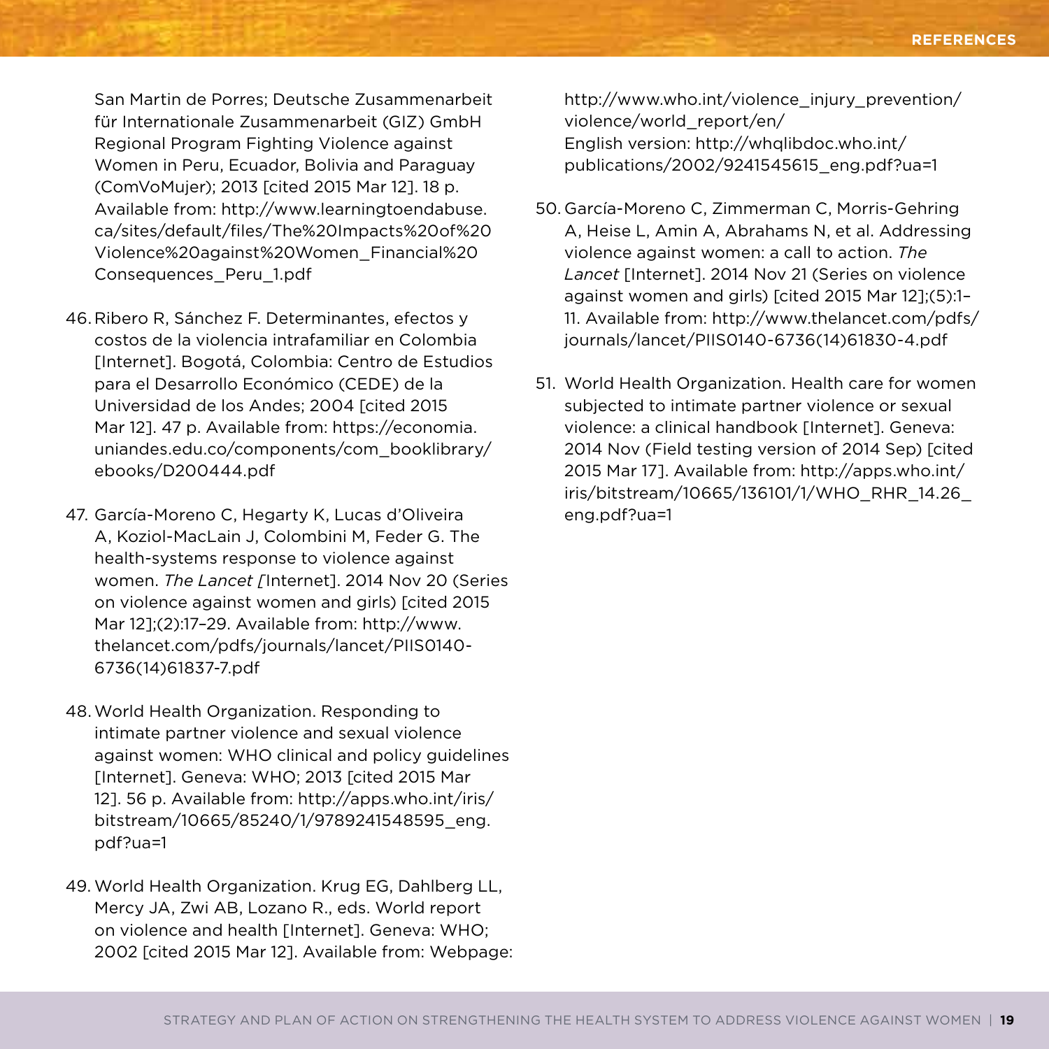San Martin de Porres; Deutsche Zusammenarbeit für Internationale Zusammenarbeit (GIZ) GmbH Regional Program Fighting Violence against Women in Peru, Ecuador, Bolivia and Paraguay (ComVoMujer); 2013 [cited 2015 Mar 12]. 18 p. Available from: http://www.learningtoendabuse.ca/sites/default/files/The%20Impacts%20of%20Violence%20against%20Women_Financial%20Consequences_Peru_1.pdf

46. Ribero R, Sánchez F. Determinantes, efectos y costos de la violencia intrafamiliar en Colombia [Internet]. Bogotá, Colombia: Centro de Estudios para el Desarrollo Económico (CEDE) de la Universidad de los Andes; 2004 [cited 2015 Mar 12]. 47 p. Available from: https://economia.uniandes.edu.co/components/com_booklibrary/ebooks/D200444.pdf

47. García-Moreno C, Hegarty K, Lucas d'Oliveira A, Koziol-MacLain J, Colombini M, Feder G. The health-systems response to violence against women. *The Lancet [*Internet]. 2014 Nov 20 (Series on violence against women and girls) [cited 2015 Mar 12];(2):17–29. Available from: http://www.thelancet.com/pdfs/journals/lancet/PIIS0140-6736(14)61837-7.pdf

48. World Health Organization. Responding to intimate partner violence and sexual violence against women: WHO clinical and policy guidelines [Internet]. Geneva: WHO; 2013 [cited 2015 Mar 12]. 56 p. Available from: http://apps.who.int/iris/bitstream/10665/85240/1/9789241548595_eng.pdf?ua=1

49. World Health Organization. Krug EG, Dahlberg LL, Mercy JA, Zwi AB, Lozano R., eds. World report on violence and health [Internet]. Geneva: WHO; 2002 [cited 2015 Mar 12]. Available from: Webpage: http://www.who.int/violence_injury_prevention/violence/world_report/en/
English version: http://whqlibdoc.who.int/publications/2002/9241545615_eng.pdf?ua=1

50. García-Moreno C, Zimmerman C, Morris-Gehring A, Heise L, Amin A, Abrahams N, et al. Addressing violence against women: a call to action. *The Lancet* [Internet]. 2014 Nov 21 (Series on violence against women and girls) [cited 2015 Mar 12];(5):1–11. Available from: http://www.thelancet.com/pdfs/journals/lancet/PIIS0140-6736(14)61830-4.pdf

51. World Health Organization. Health care for women subjected to intimate partner violence or sexual violence: a clinical handbook [Internet]. Geneva: 2014 Nov (Field testing version of 2014 Sep) [cited 2015 Mar 17]. Available from: http://apps.who.int/iris/bitstream/10665/136101/1/WHO_RHR_14.26_eng.pdf?ua=1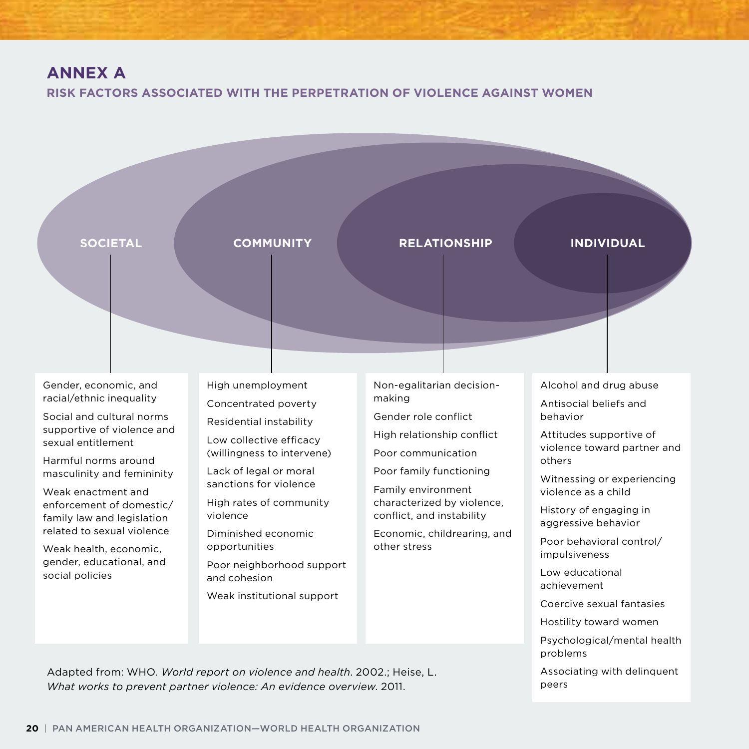# ANNEX A

## RISK FACTORS ASSOCIATED WITH THE PERPETRATION OF VIOLENCE AGAINST WOMEN

### SOCIETAL

- Gender, economic, and racial/ethnic inequality
- Social and cultural norms supportive of violence and sexual entitlement
- Harmful norms around masculinity and femininity
- Weak enactment and enforcement of domestic/family law and legislation related to sexual violence
- Weak health, economic, gender, educational, and social policies

### COMMUNITY

- High unemployment
- Concentrated poverty
- Residential instability
- Low collective efficacy (willingness to intervene)
- Lack of legal or moral sanctions for violence
- High rates of community violence
- Diminished economic opportunities
- Poor neighborhood support and cohesion
- Weak institutional support

### RELATIONSHIP

- Non-egalitarian decision-making
- Gender role conflict
- High relationship conflict
- Poor communication
- Poor family functioning
- Family environment characterized by violence, conflict, and instability
- Economic, childrearing, and other stress

### INDIVIDUAL

- Alcohol and drug abuse
- Antisocial beliefs and behavior
- Attitudes supportive of violence toward partner and others
- Witnessing or experiencing violence as a child
- History of engaging in aggressive behavior
- Poor behavioral control/impulsiveness
- Low educational achievement
- Coercive sexual fantasies
- Hostility toward women
- Psychological/mental health problems
- Associating with delinquent peers

Adapted from: WHO. *World report on violence and health*. 2002.; Heise, L. *What works to prevent partner violence: An evidence overview*. 2011.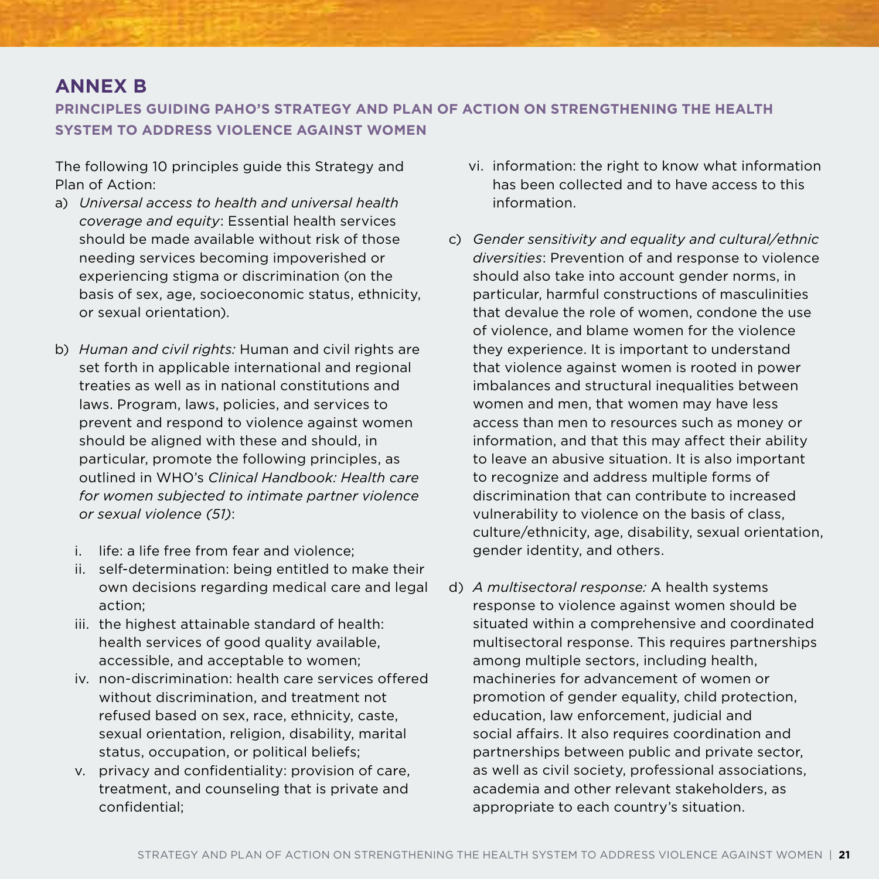# ANNEX B

## PRINCIPLES GUIDING PAHO'S STRATEGY AND PLAN OF ACTION ON STRENGTHENING THE HEALTH SYSTEM TO ADDRESS VIOLENCE AGAINST WOMEN

The following 10 principles guide this Strategy and Plan of Action:

a) *Universal access to health and universal health coverage and equity*: Essential health services should be made available without risk of those needing services becoming impoverished or experiencing stigma or discrimination (on the basis of sex, age, socioeconomic status, ethnicity, or sexual orientation).

b) *Human and civil rights:* Human and civil rights are set forth in applicable international and regional treaties as well as in national constitutions and laws. Program, laws, policies, and services to prevent and respond to violence against women should be aligned with these and should, in particular, promote the following principles, as outlined in WHO's *Clinical Handbook: Health care for women subjected to intimate partner violence or sexual violence (51)*:

   i. life: a life free from fear and violence;
   ii. self-determination: being entitled to make their own decisions regarding medical care and legal action;
   iii. the highest attainable standard of health: health services of good quality available, accessible, and acceptable to women;
   iv. non-discrimination: health care services offered without discrimination, and treatment not refused based on sex, race, ethnicity, caste, sexual orientation, religion, disability, marital status, occupation, or political beliefs;
   v. privacy and confidentiality: provision of care, treatment, and counseling that is private and confidential;
   vi. information: the right to know what information has been collected and to have access to this information.

c) *Gender sensitivity and equality and cultural/ethnic diversities*: Prevention of and response to violence should also take into account gender norms, in particular, harmful constructions of masculinities that devalue the role of women, condone the use of violence, and blame women for the violence they experience. It is important to understand that violence against women is rooted in power imbalances and structural inequalities between women and men, that women may have less access than men to resources such as money or information, and that this may affect their ability to leave an abusive situation. It is also important to recognize and address multiple forms of discrimination that can contribute to increased vulnerability to violence on the basis of class, culture/ethnicity, age, disability, sexual orientation, gender identity, and others.

d) *A multisectoral response:* A health systems response to violence against women should be situated within a comprehensive and coordinated multisectoral response. This requires partnerships among multiple sectors, including health, machineries for advancement of women or promotion of gender equality, child protection, education, law enforcement, judicial and social affairs. It also requires coordination and partnerships between public and private sector, as well as civil society, professional associations, academia and other relevant stakeholders, as appropriate to each country's situation.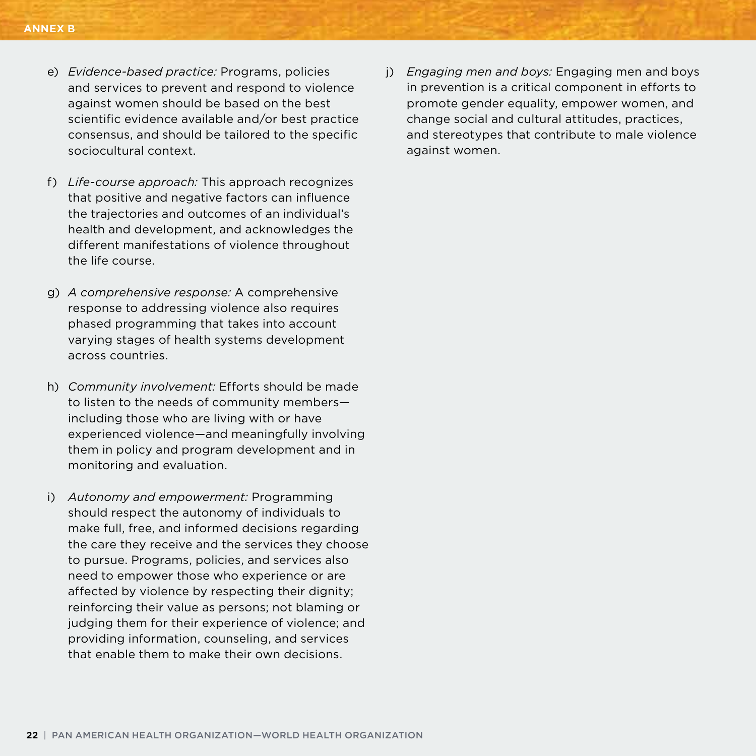e) *Evidence-based practice:* Programs, policies and services to prevent and respond to violence against women should be based on the best scientific evidence available and/or best practice consensus, and should be tailored to the specific sociocultural context.

f) *Life-course approach:* This approach recognizes that positive and negative factors can influence the trajectories and outcomes of an individual's health and development, and acknowledges the different manifestations of violence throughout the life course.

g) *A comprehensive response:* A comprehensive response to addressing violence also requires phased programming that takes into account varying stages of health systems development across countries.

h) *Community involvement:* Efforts should be made to listen to the needs of community members—including those who are living with or have experienced violence—and meaningfully involving them in policy and program development and in monitoring and evaluation.

i) *Autonomy and empowerment:* Programming should respect the autonomy of individuals to make full, free, and informed decisions regarding the care they receive and the services they choose to pursue. Programs, policies, and services also need to empower those who experience or are affected by violence by respecting their dignity; reinforcing their value as persons; not blaming or judging them for their experience of violence; and providing information, counseling, and services that enable them to make their own decisions.

j) *Engaging men and boys:* Engaging men and boys in prevention is a critical component in efforts to promote gender equality, empower women, and change social and cultural attitudes, practices, and stereotypes that contribute to male violence against women.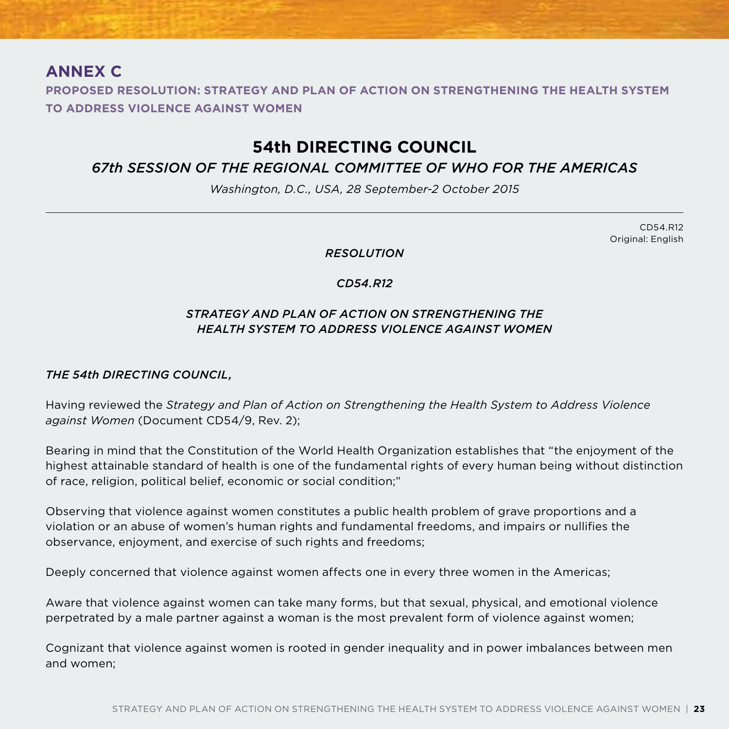## ANNEX C

**PROPOSED RESOLUTION: STRATEGY AND PLAN OF ACTION ON STRENGTHENING THE HEALTH SYSTEM TO ADDRESS VIOLENCE AGAINST WOMEN**

# 54th DIRECTING COUNCIL

*67th SESSION OF THE REGIONAL COMMITTEE OF WHO FOR THE AMERICAS*

*Washington, D.C., USA, 28 September-2 October 2015*

---

CD54.R12
Original: English

*RESOLUTION*

*CD54.R12*

*STRATEGY AND PLAN OF ACTION ON STRENGTHENING THE HEALTH SYSTEM TO ADDRESS VIOLENCE AGAINST WOMEN*

*THE 54th DIRECTING COUNCIL,*

Having reviewed the *Strategy and Plan of Action on Strengthening the Health System to Address Violence against Women* (Document CD54/9, Rev. 2);

Bearing in mind that the Constitution of the World Health Organization establishes that "the enjoyment of the highest attainable standard of health is one of the fundamental rights of every human being without distinction of race, religion, political belief, economic or social condition;"

Observing that violence against women constitutes a public health problem of grave proportions and a violation or an abuse of women's human rights and fundamental freedoms, and impairs or nullifies the observance, enjoyment, and exercise of such rights and freedoms;

Deeply concerned that violence against women affects one in every three women in the Americas;

Aware that violence against women can take many forms, but that sexual, physical, and emotional violence perpetrated by a male partner against a woman is the most prevalent form of violence against women;

Cognizant that violence against women is rooted in gender inequality and in power imbalances between men and women;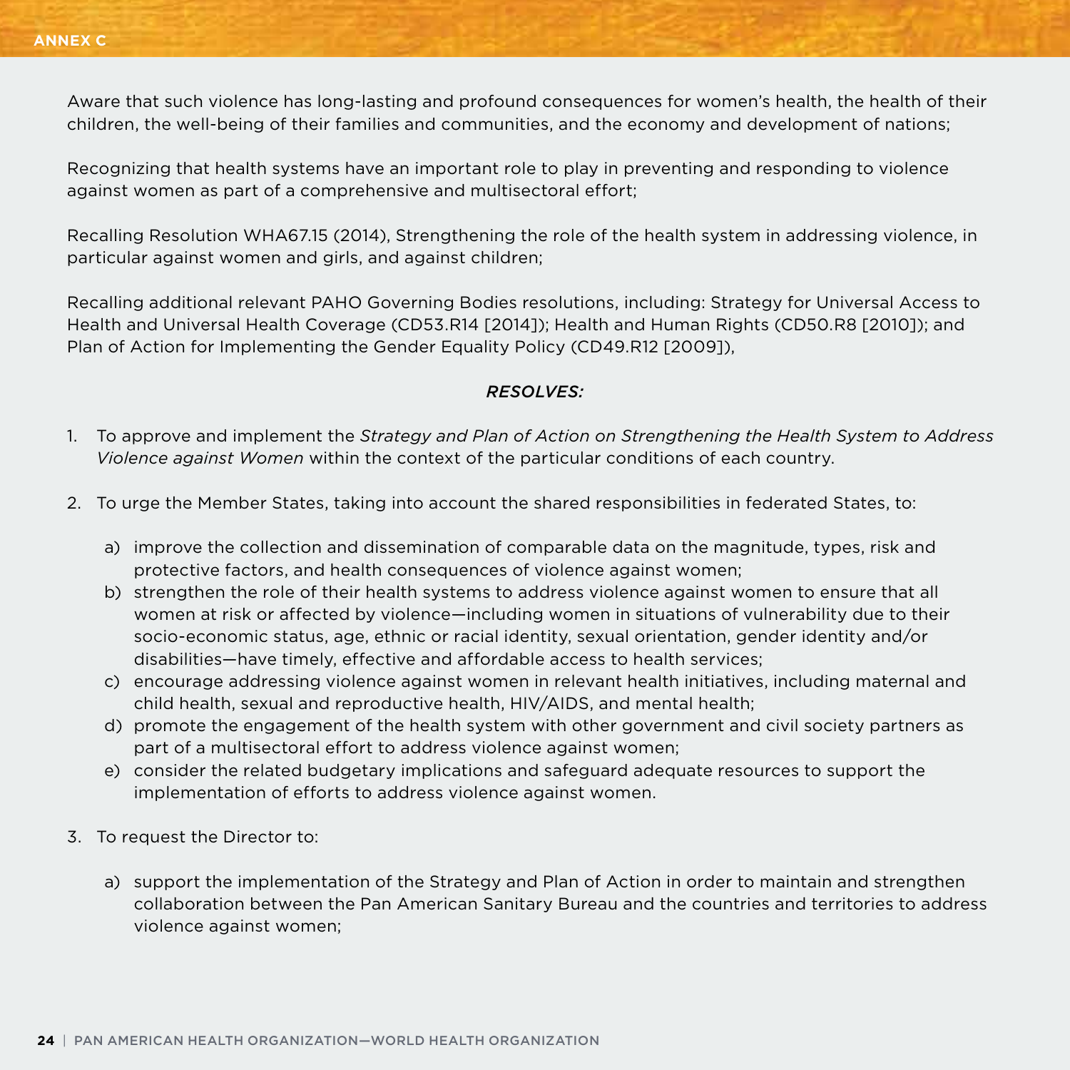Aware that such violence has long-lasting and profound consequences for women's health, the health of their children, the well-being of their families and communities, and the economy and development of nations;

Recognizing that health systems have an important role to play in preventing and responding to violence against women as part of a comprehensive and multisectoral effort;

Recalling Resolution WHA67.15 (2014), Strengthening the role of the health system in addressing violence, in particular against women and girls, and against children;

Recalling additional relevant PAHO Governing Bodies resolutions, including: Strategy for Universal Access to Health and Universal Health Coverage (CD53.R14 [2014]); Health and Human Rights (CD50.R8 [2010]); and Plan of Action for Implementing the Gender Equality Policy (CD49.R12 [2009]),

*RESOLVES:*

1. To approve and implement the *Strategy and Plan of Action on Strengthening the Health System to Address Violence against Women* within the context of the particular conditions of each country.

2. To urge the Member States, taking into account the shared responsibilities in federated States, to:

   a) improve the collection and dissemination of comparable data on the magnitude, types, risk and protective factors, and health consequences of violence against women;
   b) strengthen the role of their health systems to address violence against women to ensure that all women at risk or affected by violence—including women in situations of vulnerability due to their socio-economic status, age, ethnic or racial identity, sexual orientation, gender identity and/or disabilities—have timely, effective and affordable access to health services;
   c) encourage addressing violence against women in relevant health initiatives, including maternal and child health, sexual and reproductive health, HIV/AIDS, and mental health;
   d) promote the engagement of the health system with other government and civil society partners as part of a multisectoral effort to address violence against women;
   e) consider the related budgetary implications and safeguard adequate resources to support the implementation of efforts to address violence against women.

3. To request the Director to:

   a) support the implementation of the Strategy and Plan of Action in order to maintain and strengthen collaboration between the Pan American Sanitary Bureau and the countries and territories to address violence against women;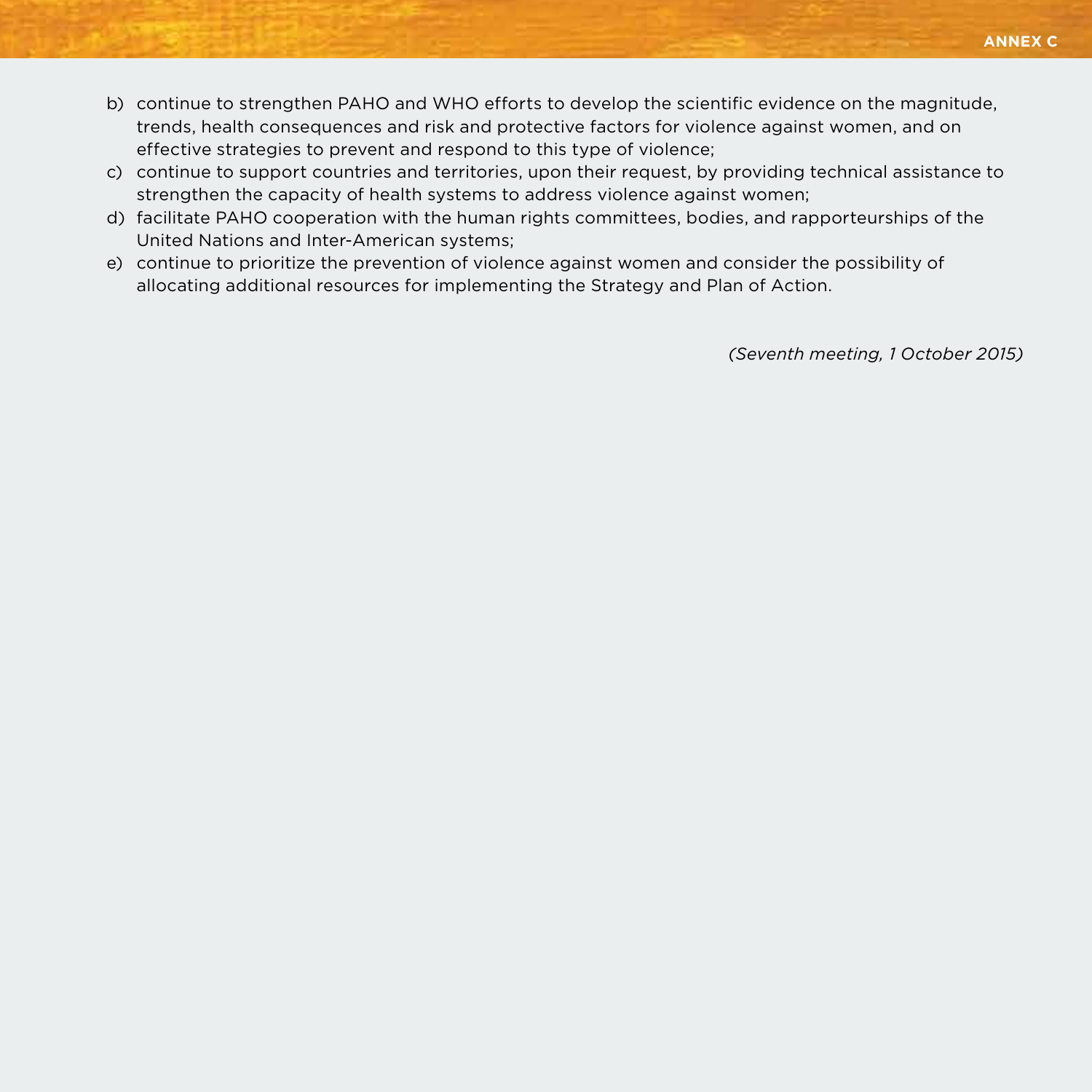b) continue to strengthen PAHO and WHO efforts to develop the scientific evidence on the magnitude, trends, health consequences and risk and protective factors for violence against women, and on effective strategies to prevent and respond to this type of violence;
c) continue to support countries and territories, upon their request, by providing technical assistance to strengthen the capacity of health systems to address violence against women;
d) facilitate PAHO cooperation with the human rights committees, bodies, and rapporteurships of the United Nations and Inter-American systems;
e) continue to prioritize the prevention of violence against women and consider the possibility of allocating additional resources for implementing the Strategy and Plan of Action.

*(Seventh meeting, 1 October 2015)*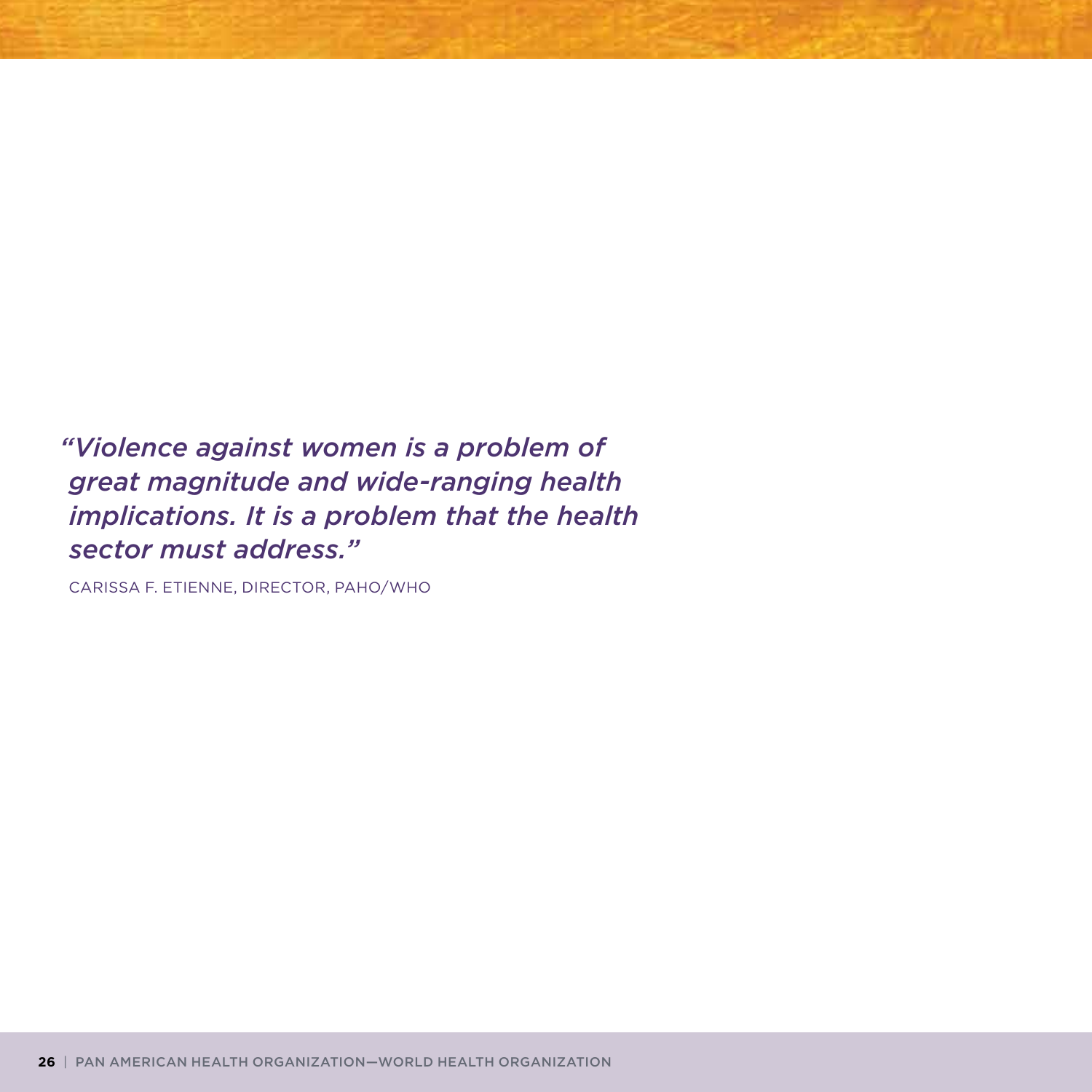*"Violence against women is a problem of great magnitude and wide-ranging health implications. It is a problem that the health sector must address."*

CARISSA F. ETIENNE, DIRECTOR, PAHO/WHO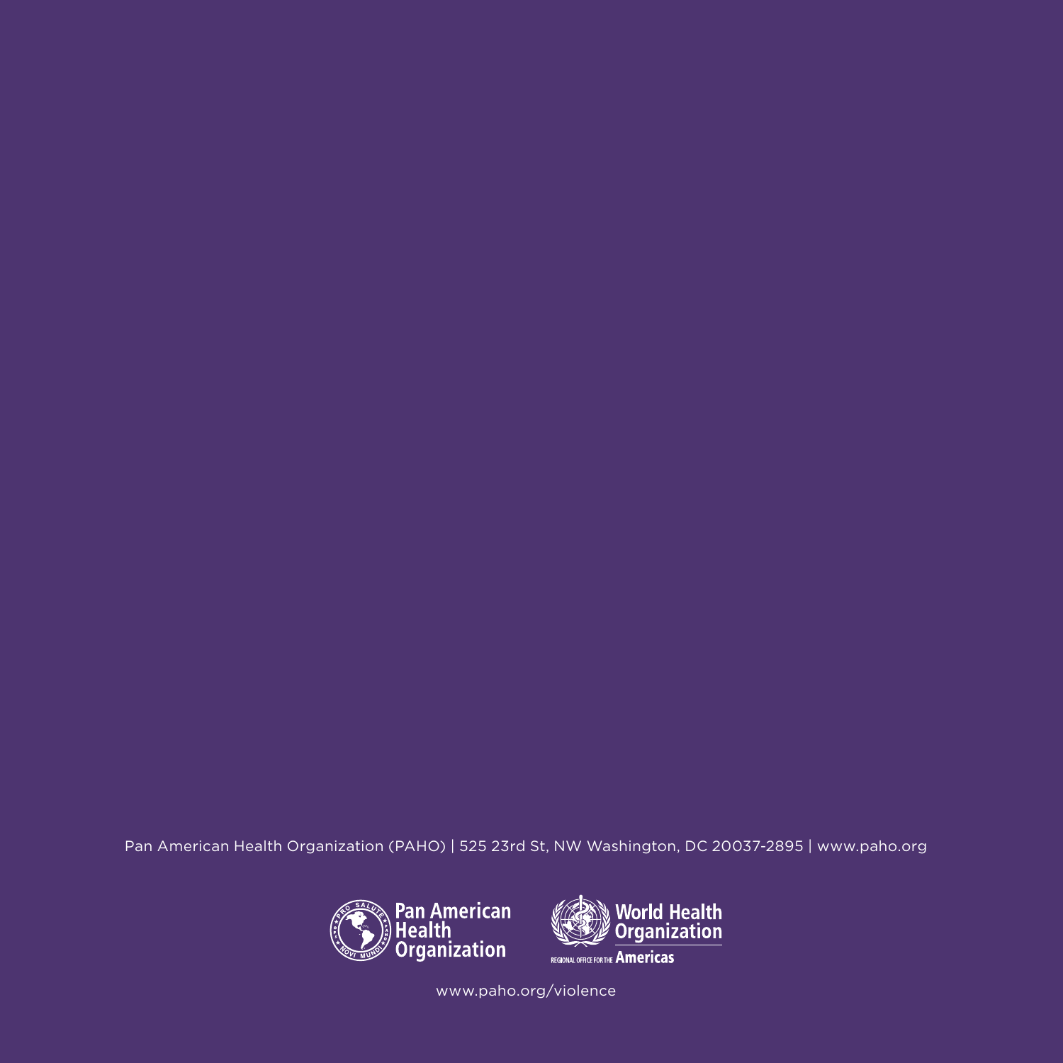Pan American Health Organization (PAHO) | 525 23rd St, NW Washington, DC 20037-2895 | www.paho.org

Pan American Health Organization

World Health Organization

REGIONAL OFFICE FOR THE Americas

www.paho.org/violence